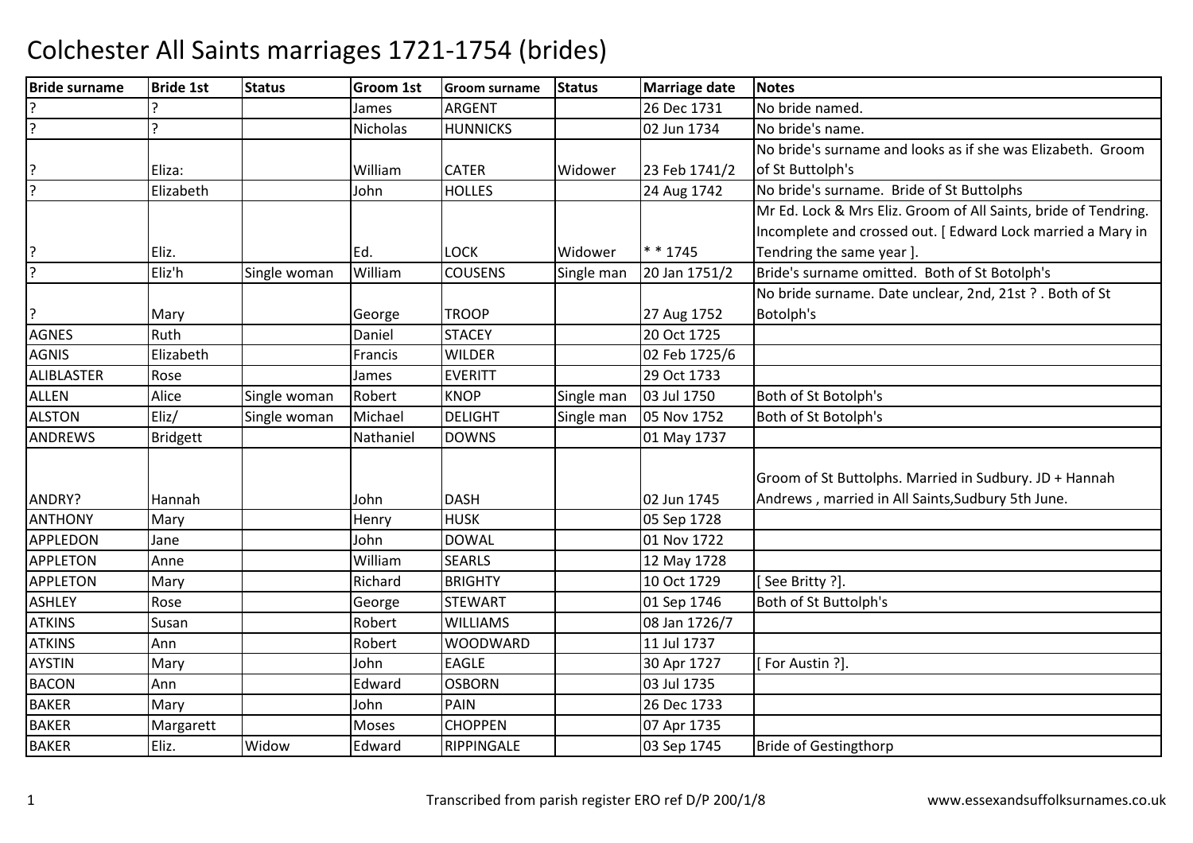# Colchester All Saints marriages 1721-1754 (brides)

| Bride surname | Bride 1st | Status | Groom 1st | Groom surname | Status | Marriage date | Notes |
|---|---|---|---|---|---|---|---|
| ? | ? | | James | ARGENT | | 26 Dec 1731 | No bride named. |
| ? | ? | | Nicholas | HUNNICKS | | 02 Jun 1734 | No bride's name. |
| ? | Eliza: | | William | CATER | Widower | 23 Feb 1741/2 | No bride's surname and looks as if she was Elizabeth. Groom of St Buttolph's |
| ? | Elizabeth | | John | HOLLES | | 24 Aug 1742 | No bride's surname. Bride of St Buttolphs |
| ? | Eliz. | | Ed. | LOCK | Widower | * * 1745 | Mr Ed. Lock & Mrs Eliz. Groom of All Saints, bride of Tendring. Incomplete and crossed out. [ Edward Lock married a Mary in Tendring the same year ]. |
| ? | Eliz'h | Single woman | William | COUSENS | Single man | 20 Jan 1751/2 | Bride's surname omitted. Both of St Botolph's |
| ? | Mary | | George | TROOP | | 27 Aug 1752 | No bride surname. Date unclear, 2nd, 21st ? . Both of St Botolph's |
| AGNES | Ruth | | Daniel | STACEY | | 20 Oct 1725 | |
| AGNIS | Elizabeth | | Francis | WILDER | | 02 Feb 1725/6 | |
| ALIBLASTER | Rose | | James | EVERITT | | 29 Oct 1733 | |
| ALLEN | Alice | Single woman | Robert | KNOP | Single man | 03 Jul 1750 | Both of St Botolph's |
| ALSTON | Eliz/ | Single woman | Michael | DELIGHT | Single man | 05 Nov 1752 | Both of St Botolph's |
| ANDREWS | Bridgett | | Nathaniel | DOWNS | | 01 May 1737 | |
| ANDRY? | Hannah | | John | DASH | | 02 Jun 1745 | Groom of St Buttolphs. Married in Sudbury. JD + Hannah Andrews , married in All Saints,Sudbury 5th June. |
| ANTHONY | Mary | | Henry | HUSK | | 05 Sep 1728 | |
| APPLEDON | Jane | | John | DOWAL | | 01 Nov 1722 | |
| APPLETON | Anne | | William | SEARLS | | 12 May 1728 | |
| APPLETON | Mary | | Richard | BRIGHTY | | 10 Oct 1729 | [ See Britty ?]. |
| ASHLEY | Rose | | George | STEWART | | 01 Sep 1746 | Both of St Buttolph's |
| ATKINS | Susan | | Robert | WILLIAMS | | 08 Jan 1726/7 | |
| ATKINS | Ann | | Robert | WOODWARD | | 11 Jul 1737 | |
| AYSTIN | Mary | | John | EAGLE | | 30 Apr 1727 | [ For Austin ?]. |
| BACON | Ann | | Edward | OSBORN | | 03 Jul 1735 | |
| BAKER | Mary | | John | PAIN | | 26 Dec 1733 | |
| BAKER | Margarett | | Moses | CHOPPEN | | 07 Apr 1735 | |
| BAKER | Eliz. | Widow | Edward | RIPPINGALE | | 03 Sep 1745 | Bride of Gestingthorp |

Transcribed from parish register ERO ref D/P 200/1/8 www.essexandsuffolksurnames.co.uk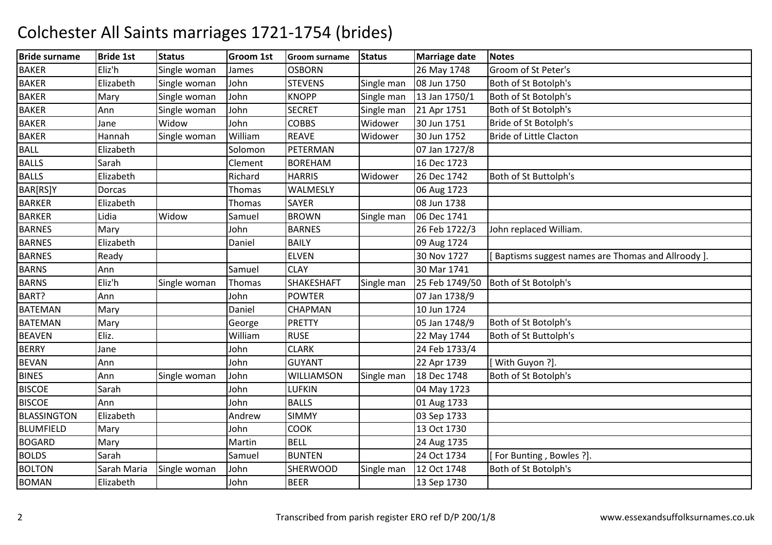# Colchester All Saints marriages 1721-1754 (brides)

| Bride surname | Bride 1st | Status | Groom 1st | Groom surname | Status | Marriage date | Notes |
|---|---|---|---|---|---|---|---|
| BAKER | Eliz'h | Single woman | James | OSBORN | | 26 May 1748 | Groom of St Peter's |
| BAKER | Elizabeth | Single woman | John | STEVENS | Single man | 08 Jun 1750 | Both of St Botolph's |
| BAKER | Mary | Single woman | John | KNOPP | Single man | 13 Jan 1750/1 | Both of St Botolph's |
| BAKER | Ann | Single woman | John | SECRET | Single man | 21 Apr 1751 | Both of St Botolph's |
| BAKER | Jane | Widow | John | COBBS | Widower | 30 Jun 1751 | Bride of St Botolph's |
| BAKER | Hannah | Single woman | William | REAVE | Widower | 30 Jun 1752 | Bride of Little Clacton |
| BALL | Elizabeth | | Solomon | PETERMAN | | 07 Jan 1727/8 | |
| BALLS | Sarah | | Clement | BOREHAM | | 16 Dec 1723 | |
| BALLS | Elizabeth | | Richard | HARRIS | Widower | 26 Dec 1742 | Both of St Buttolph's |
| BAR[RS]Y | Dorcas | | Thomas | WALMESLY | | 06 Aug 1723 | |
| BARKER | Elizabeth | | Thomas | SAYER | | 08 Jun 1738 | |
| BARKER | Lidia | Widow | Samuel | BROWN | Single man | 06 Dec 1741 | |
| BARNES | Mary | | John | BARNES | | 26 Feb 1722/3 | John replaced William. |
| BARNES | Elizabeth | | Daniel | BAILY | | 09 Aug 1724 | |
| BARNES | Ready | | | ELVEN | | 30 Nov 1727 | [ Baptisms suggest names are Thomas and Allroody ]. |
| BARNS | Ann | | Samuel | CLAY | | 30 Mar 1741 | |
| BARNS | Eliz'h | Single woman | Thomas | SHAKESHAFT | Single man | 25 Feb 1749/50 | Both of St Botolph's |
| BART? | Ann | | John | POWTER | | 07 Jan 1738/9 | |
| BATEMAN | Mary | | Daniel | CHAPMAN | | 10 Jun 1724 | |
| BATEMAN | Mary | | George | PRETTY | | 05 Jan 1748/9 | Both of St Botolph's |
| BEAVEN | Eliz. | | William | RUSE | | 22 May 1744 | Both of St Buttolph's |
| BERRY | Jane | | John | CLARK | | 24 Feb 1733/4 | |
| BEVAN | Ann | | John | GUYANT | | 22 Apr 1739 | [ With Guyon ?]. |
| BINES | Ann | Single woman | John | WILLIAMSON | Single man | 18 Dec 1748 | Both of St Botolph's |
| BISCOE | Sarah | | John | LUFKIN | | 04 May 1723 | |
| BISCOE | Ann | | John | BALLS | | 01 Aug 1733 | |
| BLASSINGTON | Elizabeth | | Andrew | SIMMY | | 03 Sep 1733 | |
| BLUMFIELD | Mary | | John | COOK | | 13 Oct 1730 | |
| BOGARD | Mary | | Martin | BELL | | 24 Aug 1735 | |
| BOLDS | Sarah | | Samuel | BUNTEN | | 24 Oct 1734 | [ For Bunting , Bowles ?]. |
| BOLTON | Sarah Maria | Single woman | John | SHERWOOD | Single man | 12 Oct 1748 | Both of St Botolph's |
| BOMAN | Elizabeth | | John | BEER | | 13 Sep 1730 | |

Transcribed from parish register ERO ref D/P 200/1/8 www.essexandsuffolksurnames.co.uk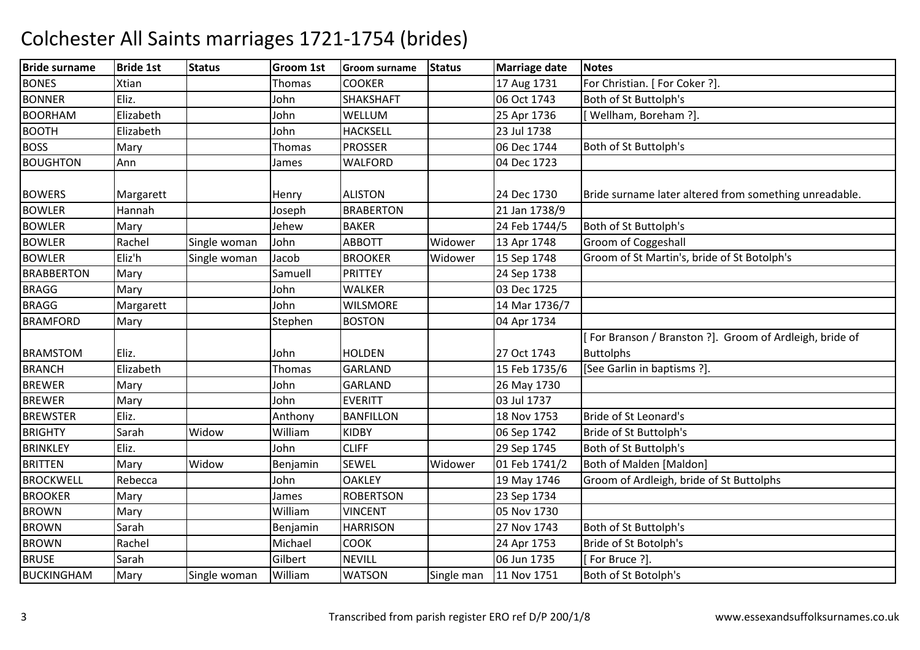# Colchester All Saints marriages 1721-1754 (brides)

| Bride surname | Bride 1st | Status | Groom 1st | Groom surname | Status | Marriage date | Notes |
|---|---|---|---|---|---|---|---|
| BONES | Xtian | | Thomas | COOKER | | 17 Aug 1731 | For Christian. [ For Coker ?]. |
| BONNER | Eliz. | | John | SHAKSHAFT | | 06 Oct 1743 | Both of St Buttolph's |
| BOORHAM | Elizabeth | | John | WELLUM | | 25 Apr 1736 | [ Wellham, Boreham ?]. |
| BOOTH | Elizabeth | | John | HACKSELL | | 23 Jul 1738 | |
| BOSS | Mary | | Thomas | PROSSER | | 06 Dec 1744 | Both of St Buttolph's |
| BOUGHTON | Ann | | James | WALFORD | | 04 Dec 1723 | |
| BOWERS | Margarett | | Henry | ALISTON | | 24 Dec 1730 | Bride surname later altered from something unreadable. |
| BOWLER | Hannah | | Joseph | BRABERTON | | 21 Jan 1738/9 | |
| BOWLER | Mary | | Jehew | BAKER | | 24 Feb 1744/5 | Both of St Buttolph's |
| BOWLER | Rachel | Single woman | John | ABBOTT | Widower | 13 Apr 1748 | Groom of Coggeshall |
| BOWLER | Eliz'h | Single woman | Jacob | BROOKER | Widower | 15 Sep 1748 | Groom of St Martin's, bride of St Botolph's |
| BRABBERTON | Mary | | Samuell | PRITTEY | | 24 Sep 1738 | |
| BRAGG | Mary | | John | WALKER | | 03 Dec 1725 | |
| BRAGG | Margarett | | John | WILSMORE | | 14 Mar 1736/7 | |
| BRAMFORD | Mary | | Stephen | BOSTON | | 04 Apr 1734 | |
| BRAMSTOM | Eliz. | | John | HOLDEN | | 27 Oct 1743 | [ For Branson / Branston ?]. Groom of Ardleigh, bride of Buttolphs |
| BRANCH | Elizabeth | | Thomas | GARLAND | | 15 Feb 1735/6 | [See Garlin in baptisms ?]. |
| BREWER | Mary | | John | GARLAND | | 26 May 1730 | |
| BREWER | Mary | | John | EVERITT | | 03 Jul 1737 | |
| BREWSTER | Eliz. | | Anthony | BANFILLON | | 18 Nov 1753 | Bride of St Leonard's |
| BRIGHTY | Sarah | Widow | William | KIDBY | | 06 Sep 1742 | Bride of St Buttolph's |
| BRINKLEY | Eliz. | | John | CLIFF | | 29 Sep 1745 | Both of St Buttolph's |
| BRITTEN | Mary | Widow | Benjamin | SEWEL | Widower | 01 Feb 1741/2 | Both of Malden [Maldon] |
| BROCKWELL | Rebecca | | John | OAKLEY | | 19 May 1746 | Groom of Ardleigh, bride of St Buttolphs |
| BROOKER | Mary | | James | ROBERTSON | | 23 Sep 1734 | |
| BROWN | Mary | | William | VINCENT | | 05 Nov 1730 | |
| BROWN | Sarah | | Benjamin | HARRISON | | 27 Nov 1743 | Both of St Buttolph's |
| BROWN | Rachel | | Michael | COOK | | 24 Apr 1753 | Bride of St Botolph's |
| BRUSE | Sarah | | Gilbert | NEVILL | | 06 Jun 1735 | [ For Bruce ?]. |
| BUCKINGHAM | Mary | Single woman | William | WATSON | Single man | 11 Nov 1751 | Both of St Botolph's |

Transcribed from parish register ERO ref D/P 200/1/8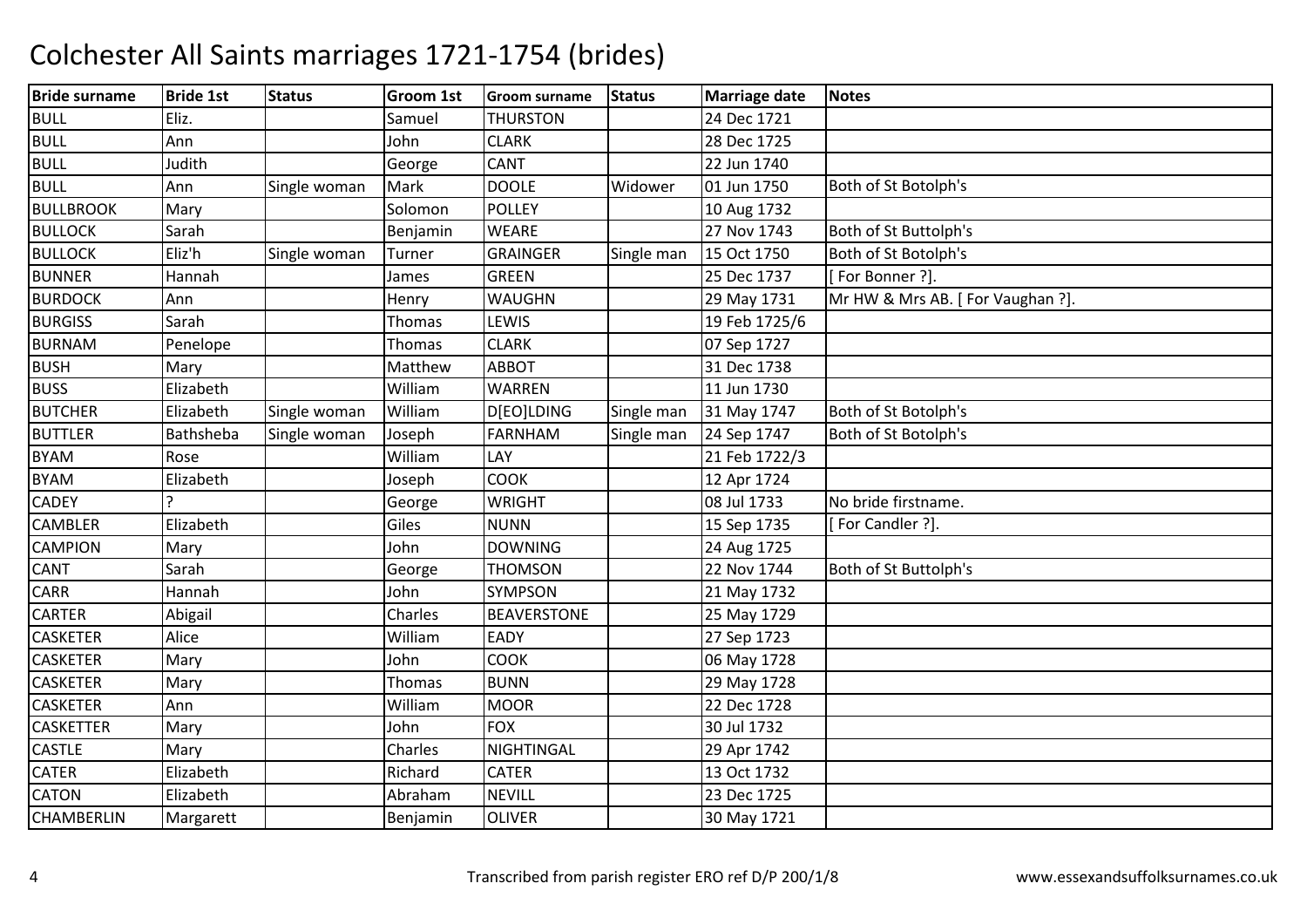# Colchester All Saints marriages 1721-1754 (brides)

| Bride surname | Bride 1st | Status | Groom 1st | Groom surname | Status | Marriage date | Notes |
|---|---|---|---|---|---|---|---|
| BULL | Eliz. | | Samuel | THURSTON | | 24 Dec 1721 | |
| BULL | Ann | | John | CLARK | | 28 Dec 1725 | |
| BULL | Judith | | George | CANT | | 22 Jun 1740 | |
| BULL | Ann | Single woman | Mark | DOOLE | Widower | 01 Jun 1750 | Both of St Botolph's |
| BULLBROOK | Mary | | Solomon | POLLEY | | 10 Aug 1732 | |
| BULLOCK | Sarah | | Benjamin | WEARE | | 27 Nov 1743 | Both of St Buttolph's |
| BULLOCK | Eliz'h | Single woman | Turner | GRAINGER | Single man | 15 Oct 1750 | Both of St Botolph's |
| BUNNER | Hannah | | James | GREEN | | 25 Dec 1737 | [ For Bonner ?]. |
| BURDOCK | Ann | | Henry | WAUGHN | | 29 May 1731 | Mr HW & Mrs AB. [ For Vaughan ?]. |
| BURGISS | Sarah | | Thomas | LEWIS | | 19 Feb 1725/6 | |
| BURNAM | Penelope | | Thomas | CLARK | | 07 Sep 1727 | |
| BUSH | Mary | | Matthew | ABBOT | | 31 Dec 1738 | |
| BUSS | Elizabeth | | William | WARREN | | 11 Jun 1730 | |
| BUTCHER | Elizabeth | Single woman | William | D[EO]LDING | Single man | 31 May 1747 | Both of St Botolph's |
| BUTTLER | Bathsheba | Single woman | Joseph | FARNHAM | Single man | 24 Sep 1747 | Both of St Botolph's |
| BYAM | Rose | | William | LAY | | 21 Feb 1722/3 | |
| BYAM | Elizabeth | | Joseph | COOK | | 12 Apr 1724 | |
| CADEY | ? | | George | WRIGHT | | 08 Jul 1733 | No bride firstname. |
| CAMBLER | Elizabeth | | Giles | NUNN | | 15 Sep 1735 | [ For Candler ?]. |
| CAMPION | Mary | | John | DOWNING | | 24 Aug 1725 | |
| CANT | Sarah | | George | THOMSON | | 22 Nov 1744 | Both of St Buttolph's |
| CARR | Hannah | | John | SYMPSON | | 21 May 1732 | |
| CARTER | Abigail | | Charles | BEAVERSTONE | | 25 May 1729 | |
| CASKETER | Alice | | William | EADY | | 27 Sep 1723 | |
| CASKETER | Mary | | John | COOK | | 06 May 1728 | |
| CASKETER | Mary | | Thomas | BUNN | | 29 May 1728 | |
| CASKETER | Ann | | William | MOOR | | 22 Dec 1728 | |
| CASKETTER | Mary | | John | FOX | | 30 Jul 1732 | |
| CASTLE | Mary | | Charles | NIGHTINGAL | | 29 Apr 1742 | |
| CATER | Elizabeth | | Richard | CATER | | 13 Oct 1732 | |
| CATON | Elizabeth | | Abraham | NEVILL | | 23 Dec 1725 | |
| CHAMBERLIN | Margarett | | Benjamin | OLIVER | | 30 May 1721 | |

Transcribed from parish register ERO ref D/P 200/1/8

www.essexandsuffolksurnames.co.uk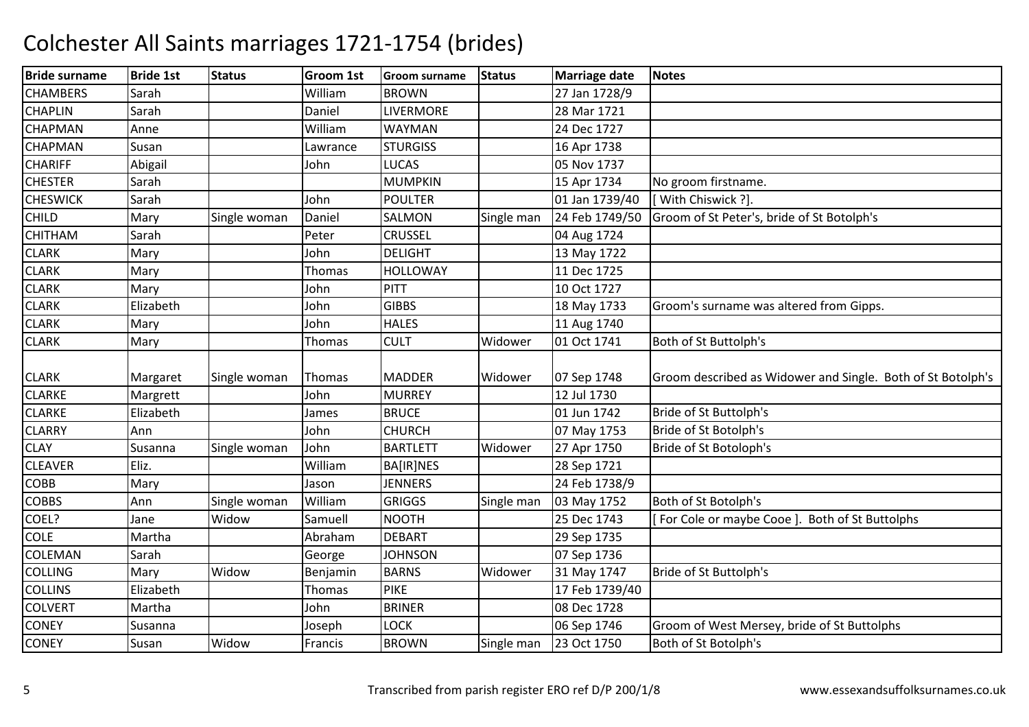# Colchester All Saints marriages 1721-1754 (brides)

| Bride surname | Bride 1st | Status | Groom 1st | Groom surname | Status | Marriage date | Notes |
|---|---|---|---|---|---|---|---|
| CHAMBERS | Sarah | | William | BROWN | | 27 Jan 1728/9 | |
| CHAPLIN | Sarah | | Daniel | LIVERMORE | | 28 Mar 1721 | |
| CHAPMAN | Anne | | William | WAYMAN | | 24 Dec 1727 | |
| CHAPMAN | Susan | | Lawrance | STURGISS | | 16 Apr 1738 | |
| CHARIFF | Abigail | | John | LUCAS | | 05 Nov 1737 | |
| CHESTER | Sarah | | | MUMPKIN | | 15 Apr 1734 | No groom firstname. |
| CHESWICK | Sarah | | John | POULTER | | 01 Jan 1739/40 | [ With Chiswick ?]. |
| CHILD | Mary | Single woman | Daniel | SALMON | Single man | 24 Feb 1749/50 | Groom of St Peter's, bride of St Botolph's |
| CHITHAM | Sarah | | Peter | CRUSSEL | | 04 Aug 1724 | |
| CLARK | Mary | | John | DELIGHT | | 13 May 1722 | |
| CLARK | Mary | | Thomas | HOLLOWAY | | 11 Dec 1725 | |
| CLARK | Mary | | John | PITT | | 10 Oct 1727 | |
| CLARK | Elizabeth | | John | GIBBS | | 18 May 1733 | Groom's surname was altered from Gipps. |
| CLARK | Mary | | John | HALES | | 11 Aug 1740 | |
| CLARK | Mary | | Thomas | CULT | Widower | 01 Oct 1741 | Both of St Buttolph's |
| CLARK | Margaret | Single woman | Thomas | MADDER | Widower | 07 Sep 1748 | Groom described as Widower and Single. Both of St Botolph's |
| CLARKE | Margrett | | John | MURREY | | 12 Jul 1730 | |
| CLARKE | Elizabeth | | James | BRUCE | | 01 Jun 1742 | Bride of St Buttolph's |
| CLARRY | Ann | | John | CHURCH | | 07 May 1753 | Bride of St Botolph's |
| CLAY | Susanna | Single woman | John | BARTLETT | Widower | 27 Apr 1750 | Bride of St Botoloph's |
| CLEAVER | Eliz. | | William | BA[IR]NES | | 28 Sep 1721 | |
| COBB | Mary | | Jason | JENNERS | | 24 Feb 1738/9 | |
| COBBS | Ann | Single woman | William | GRIGGS | Single man | 03 May 1752 | Both of St Botolph's |
| COEL? | Jane | Widow | Samuell | NOOTH | | 25 Dec 1743 | [ For Cole or maybe Cooe ]. Both of St Buttolphs |
| COLE | Martha | | Abraham | DEBART | | 29 Sep 1735 | |
| COLEMAN | Sarah | | George | JOHNSON | | 07 Sep 1736 | |
| COLLING | Mary | Widow | Benjamin | BARNS | Widower | 31 May 1747 | Bride of St Buttolph's |
| COLLINS | Elizabeth | | Thomas | PIKE | | 17 Feb 1739/40 | |
| COLVERT | Martha | | John | BRINER | | 08 Dec 1728 | |
| CONEY | Susanna | | Joseph | LOCK | | 06 Sep 1746 | Groom of West Mersey, bride of St Buttolphs |
| CONEY | Susan | Widow | Francis | BROWN | Single man | 23 Oct 1750 | Both of St Botolph's |

Transcribed from parish register ERO ref D/P 200/1/8 www.essexandsuffolksurnames.co.uk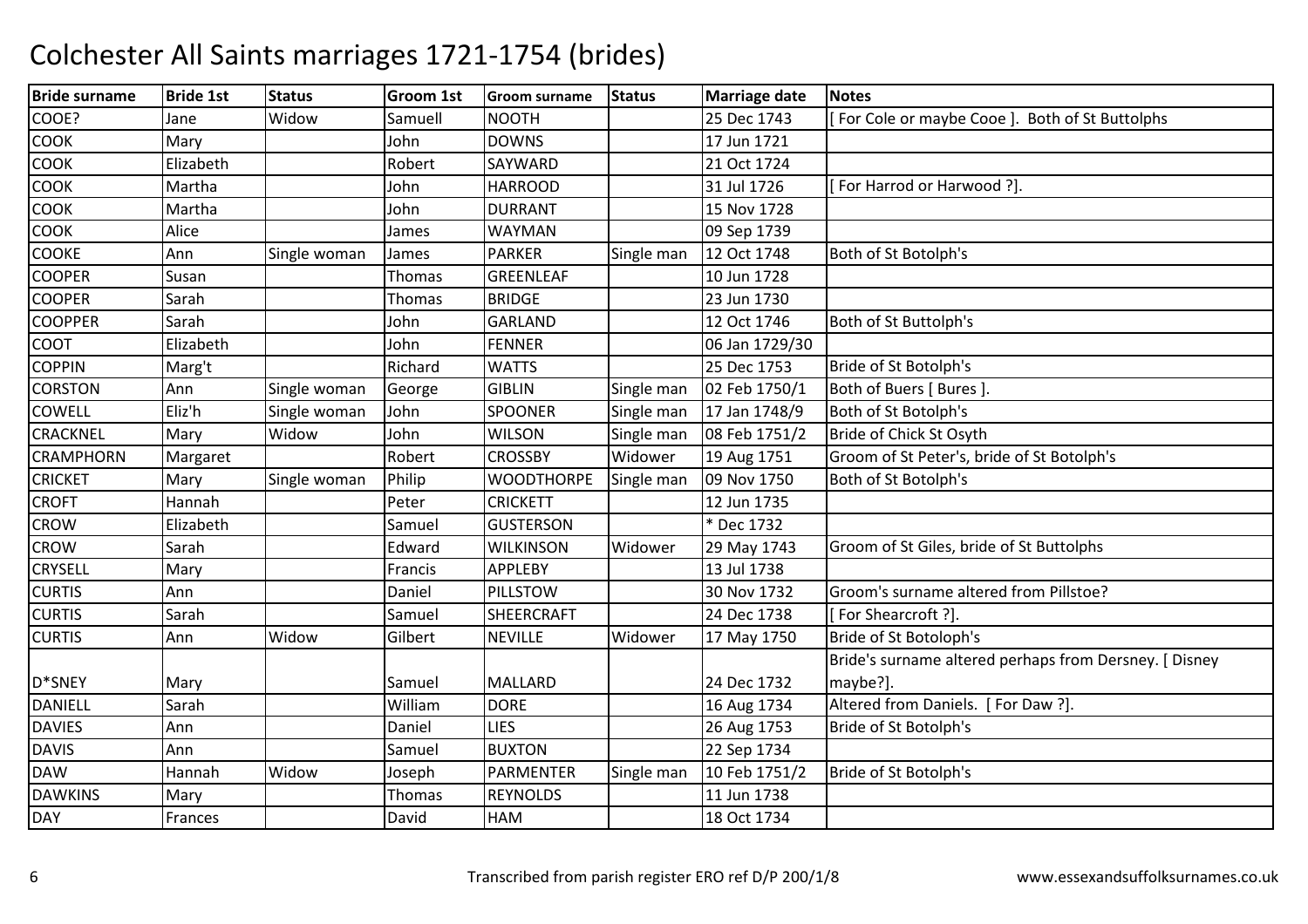# Colchester All Saints marriages 1721-1754 (brides)

| Bride surname | Bride 1st | Status | Groom 1st | Groom surname | Status | Marriage date | Notes |
|---|---|---|---|---|---|---|---|
| COOE? | Jane | Widow | Samuell | NOOTH | | 25 Dec 1743 | [ For Cole or maybe Cooe ]. Both of St Buttolphs |
| COOK | Mary | | John | DOWNS | | 17 Jun 1721 | |
| COOK | Elizabeth | | Robert | SAYWARD | | 21 Oct 1724 | |
| COOK | Martha | | John | HARROOD | | 31 Jul 1726 | [ For Harrod or Harwood ?]. |
| COOK | Martha | | John | DURRANT | | 15 Nov 1728 | |
| COOK | Alice | | James | WAYMAN | | 09 Sep 1739 | |
| COOKE | Ann | Single woman | James | PARKER | Single man | 12 Oct 1748 | Both of St Botolph's |
| COOPER | Susan | | Thomas | GREENLEAF | | 10 Jun 1728 | |
| COOPER | Sarah | | Thomas | BRIDGE | | 23 Jun 1730 | |
| COOPPER | Sarah | | John | GARLAND | | 12 Oct 1746 | Both of St Buttolph's |
| COOT | Elizabeth | | John | FENNER | | 06 Jan 1729/30 | |
| COPPIN | Marg't | | Richard | WATTS | | 25 Dec 1753 | Bride of St Botolph's |
| CORSTON | Ann | Single woman | George | GIBLIN | Single man | 02 Feb 1750/1 | Both of Buers [ Bures ]. |
| COWELL | Eliz'h | Single woman | John | SPOONER | Single man | 17 Jan 1748/9 | Both of St Botolph's |
| CRACKNEL | Mary | Widow | John | WILSON | Single man | 08 Feb 1751/2 | Bride of Chick St Osyth |
| CRAMPHORN | Margaret | | Robert | CROSSBY | Widower | 19 Aug 1751 | Groom of St Peter's, bride of St Botolph's |
| CRICKET | Mary | Single woman | Philip | WOODTHORPE | Single man | 09 Nov 1750 | Both of St Botolph's |
| CROFT | Hannah | | Peter | CRICKETT | | 12 Jun 1735 | |
| CROW | Elizabeth | | Samuel | GUSTERSON | | * Dec 1732 | |
| CROW | Sarah | | Edward | WILKINSON | Widower | 29 May 1743 | Groom of St Giles, bride of St Buttolphs |
| CRYSELL | Mary | | Francis | APPLEBY | | 13 Jul 1738 | |
| CURTIS | Ann | | Daniel | PILLSTOW | | 30 Nov 1732 | Groom's surname altered from Pillstoe? |
| CURTIS | Sarah | | Samuel | SHEERCRAFT | | 24 Dec 1738 | [ For Shearcroft ?]. |
| CURTIS | Ann | Widow | Gilbert | NEVILLE | Widower | 17 May 1750 | Bride of St Botoloph's |
| D*SNEY | Mary | | Samuel | MALLARD | | 24 Dec 1732 | Bride's surname altered perhaps from Dersney. [ Disney maybe?]. |
| DANIELL | Sarah | | William | DORE | | 16 Aug 1734 | Altered from Daniels. [ For Daw ?]. |
| DAVIES | Ann | | Daniel | LIES | | 26 Aug 1753 | Bride of St Botolph's |
| DAVIS | Ann | | Samuel | BUXTON | | 22 Sep 1734 | |
| DAW | Hannah | Widow | Joseph | PARMENTER | Single man | 10 Feb 1751/2 | Bride of St Botolph's |
| DAWKINS | Mary | | Thomas | REYNOLDS | | 11 Jun 1738 | |
| DAY | Frances | | David | HAM | | 18 Oct 1734 | |

Transcribed from parish register ERO ref D/P 200/1/8 www.essexandsuffolksurnames.co.uk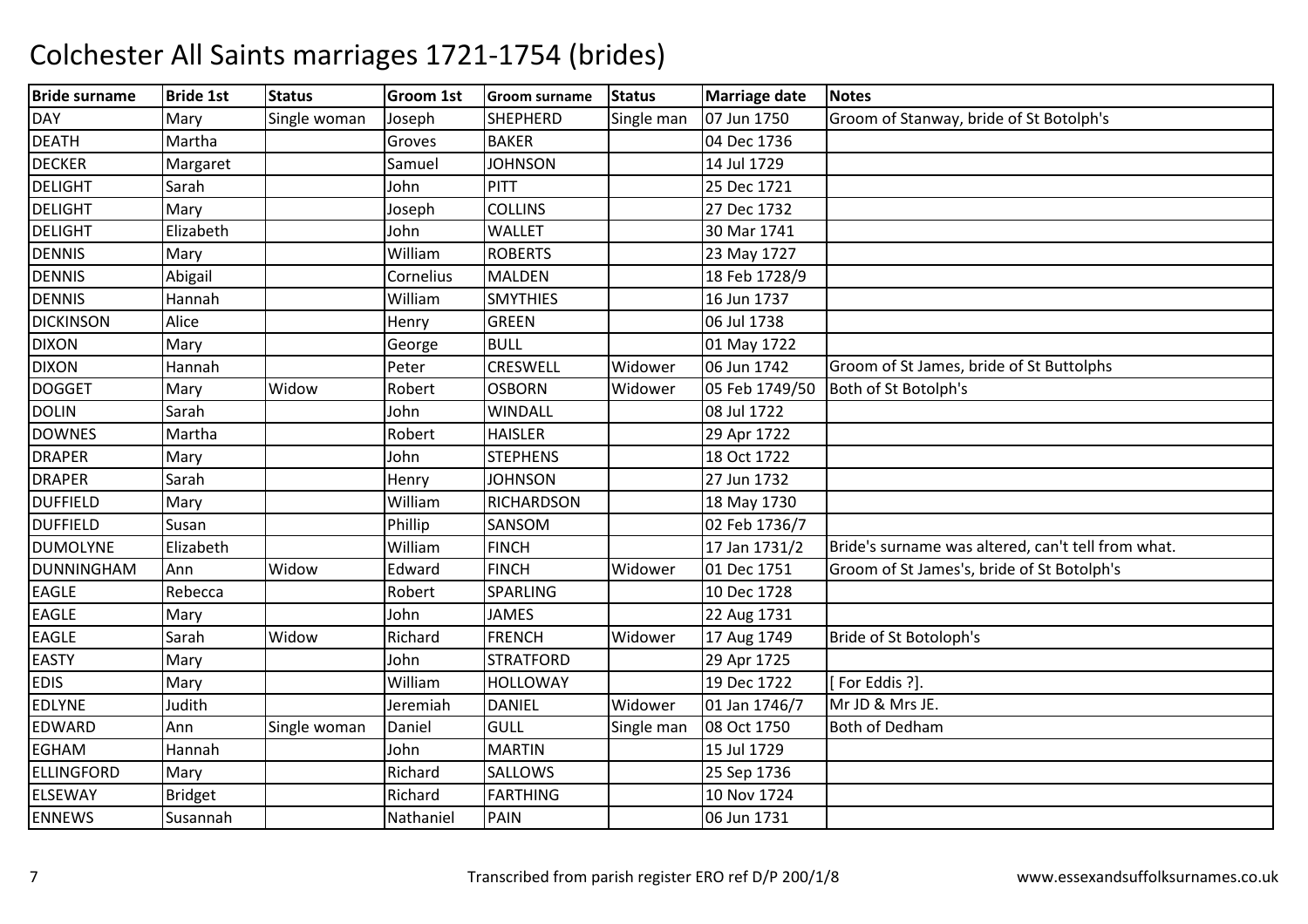# Colchester All Saints marriages 1721-1754 (brides)

| Bride surname | Bride 1st | Status | Groom 1st | Groom surname | Status | Marriage date | Notes |
|---|---|---|---|---|---|---|---|
| DAY | Mary | Single woman | Joseph | SHEPHERD | Single man | 07 Jun 1750 | Groom of Stanway, bride of St Botolph's |
| DEATH | Martha | | Groves | BAKER | | 04 Dec 1736 | |
| DECKER | Margaret | | Samuel | JOHNSON | | 14 Jul 1729 | |
| DELIGHT | Sarah | | John | PITT | | 25 Dec 1721 | |
| DELIGHT | Mary | | Joseph | COLLINS | | 27 Dec 1732 | |
| DELIGHT | Elizabeth | | John | WALLET | | 30 Mar 1741 | |
| DENNIS | Mary | | William | ROBERTS | | 23 May 1727 | |
| DENNIS | Abigail | | Cornelius | MALDEN | | 18 Feb 1728/9 | |
| DENNIS | Hannah | | William | SMYTHIES | | 16 Jun 1737 | |
| DICKINSON | Alice | | Henry | GREEN | | 06 Jul 1738 | |
| DIXON | Mary | | George | BULL | | 01 May 1722 | |
| DIXON | Hannah | | Peter | CRESWELL | Widower | 06 Jun 1742 | Groom of St James, bride of St Buttolphs |
| DOGGET | Mary | Widow | Robert | OSBORN | Widower | 05 Feb 1749/50 | Both of St Botolph's |
| DOLIN | Sarah | | John | WINDALL | | 08 Jul 1722 | |
| DOWNES | Martha | | Robert | HAISLER | | 29 Apr 1722 | |
| DRAPER | Mary | | John | STEPHENS | | 18 Oct 1722 | |
| DRAPER | Sarah | | Henry | JOHNSON | | 27 Jun 1732 | |
| DUFFIELD | Mary | | William | RICHARDSON | | 18 May 1730 | |
| DUFFIELD | Susan | | Phillip | SANSOM | | 02 Feb 1736/7 | |
| DUMOLYNE | Elizabeth | | William | FINCH | | 17 Jan 1731/2 | Bride's surname was altered, can't tell from what. |
| DUNNINGHAM | Ann | Widow | Edward | FINCH | Widower | 01 Dec 1751 | Groom of St James's, bride of St Botolph's |
| EAGLE | Rebecca | | Robert | SPARLING | | 10 Dec 1728 | |
| EAGLE | Mary | | John | JAMES | | 22 Aug 1731 | |
| EAGLE | Sarah | Widow | Richard | FRENCH | Widower | 17 Aug 1749 | Bride of St Botoloph's |
| EASTY | Mary | | John | STRATFORD | | 29 Apr 1725 | |
| EDIS | Mary | | William | HOLLOWAY | | 19 Dec 1722 | [ For Eddis ?]. |
| EDLYNE | Judith | | Jeremiah | DANIEL | Widower | 01 Jan 1746/7 | Mr JD & Mrs JE. |
| EDWARD | Ann | Single woman | Daniel | GULL | Single man | 08 Oct 1750 | Both of Dedham |
| EGHAM | Hannah | | John | MARTIN | | 15 Jul 1729 | |
| ELLINGFORD | Mary | | Richard | SALLOWS | | 25 Sep 1736 | |
| ELSEWAY | Bridget | | Richard | FARTHING | | 10 Nov 1724 | |
| ENNEWS | Susannah | | Nathaniel | PAIN | | 06 Jun 1731 | |

Transcribed from parish register ERO ref D/P 200/1/8

www.essexandsuffolksurnames.co.uk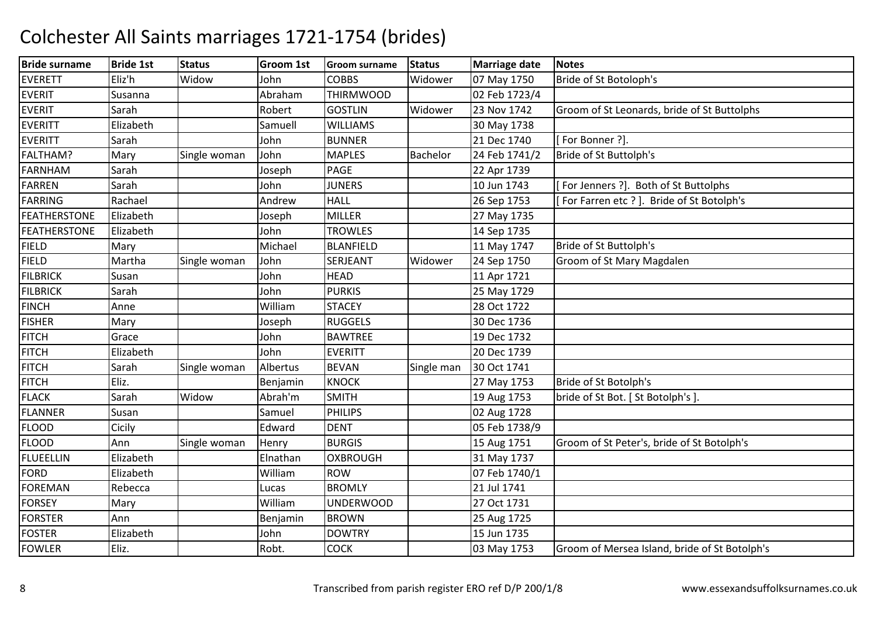# Colchester All Saints marriages 1721-1754 (brides)

| Bride surname | Bride 1st | Status | Groom 1st | Groom surname | Status | Marriage date | Notes |
|---|---|---|---|---|---|---|---|
| EVERETT | Eliz'h | Widow | John | COBBS | Widower | 07 May 1750 | Bride of St Botoloph's |
| EVERIT | Susanna | | Abraham | THIRMWOOD | | 02 Feb 1723/4 | |
| EVERIT | Sarah | | Robert | GOSTLIN | Widower | 23 Nov 1742 | Groom of St Leonards, bride of St Buttolphs |
| EVERITT | Elizabeth | | Samuell | WILLIAMS | | 30 May 1738 | |
| EVERITT | Sarah | | John | BUNNER | | 21 Dec 1740 | [ For Bonner ?]. |
| FALTHAM? | Mary | Single woman | John | MAPLES | Bachelor | 24 Feb 1741/2 | Bride of St Buttolph's |
| FARNHAM | Sarah | | Joseph | PAGE | | 22 Apr 1739 | |
| FARREN | Sarah | | John | JUNERS | | 10 Jun 1743 | [ For Jenners ?]. Both of St Buttolphs |
| FARRING | Rachael | | Andrew | HALL | | 26 Sep 1753 | [ For Farren etc ? ]. Bride of St Botolph's |
| FEATHERSTONE | Elizabeth | | Joseph | MILLER | | 27 May 1735 | |
| FEATHERSTONE | Elizabeth | | John | TROWLES | | 14 Sep 1735 | |
| FIELD | Mary | | Michael | BLANFIELD | | 11 May 1747 | Bride of St Buttolph's |
| FIELD | Martha | Single woman | John | SERJEANT | Widower | 24 Sep 1750 | Groom of St Mary Magdalen |
| FILBRICK | Susan | | John | HEAD | | 11 Apr 1721 | |
| FILBRICK | Sarah | | John | PURKIS | | 25 May 1729 | |
| FINCH | Anne | | William | STACEY | | 28 Oct 1722 | |
| FISHER | Mary | | Joseph | RUGGELS | | 30 Dec 1736 | |
| FITCH | Grace | | John | BAWTREE | | 19 Dec 1732 | |
| FITCH | Elizabeth | | John | EVERITT | | 20 Dec 1739 | |
| FITCH | Sarah | Single woman | Albertus | BEVAN | Single man | 30 Oct 1741 | |
| FITCH | Eliz. | | Benjamin | KNOCK | | 27 May 1753 | Bride of St Botolph's |
| FLACK | Sarah | Widow | Abrah'm | SMITH | | 19 Aug 1753 | bride of St Bot. [ St Botolph's ]. |
| FLANNER | Susan | | Samuel | PHILIPS | | 02 Aug 1728 | |
| FLOOD | Cicily | | Edward | DENT | | 05 Feb 1738/9 | |
| FLOOD | Ann | Single woman | Henry | BURGIS | | 15 Aug 1751 | Groom of St Peter's, bride of St Botolph's |
| FLUEELLIN | Elizabeth | | Elnathan | OXBROUGH | | 31 May 1737 | |
| FORD | Elizabeth | | William | ROW | | 07 Feb 1740/1 | |
| FOREMAN | Rebecca | | Lucas | BROMLY | | 21 Jul 1741 | |
| FORSEY | Mary | | William | UNDERWOOD | | 27 Oct 1731 | |
| FORSTER | Ann | | Benjamin | BROWN | | 25 Aug 1725 | |
| FOSTER | Elizabeth | | John | DOWTRY | | 15 Jun 1735 | |
| FOWLER | Eliz. | | Robt. | COCK | | 03 May 1753 | Groom of Mersea Island, bride of St Botolph's |

Transcribed from parish register ERO ref D/P 200/1/8 www.essexandsuffolksurnames.co.uk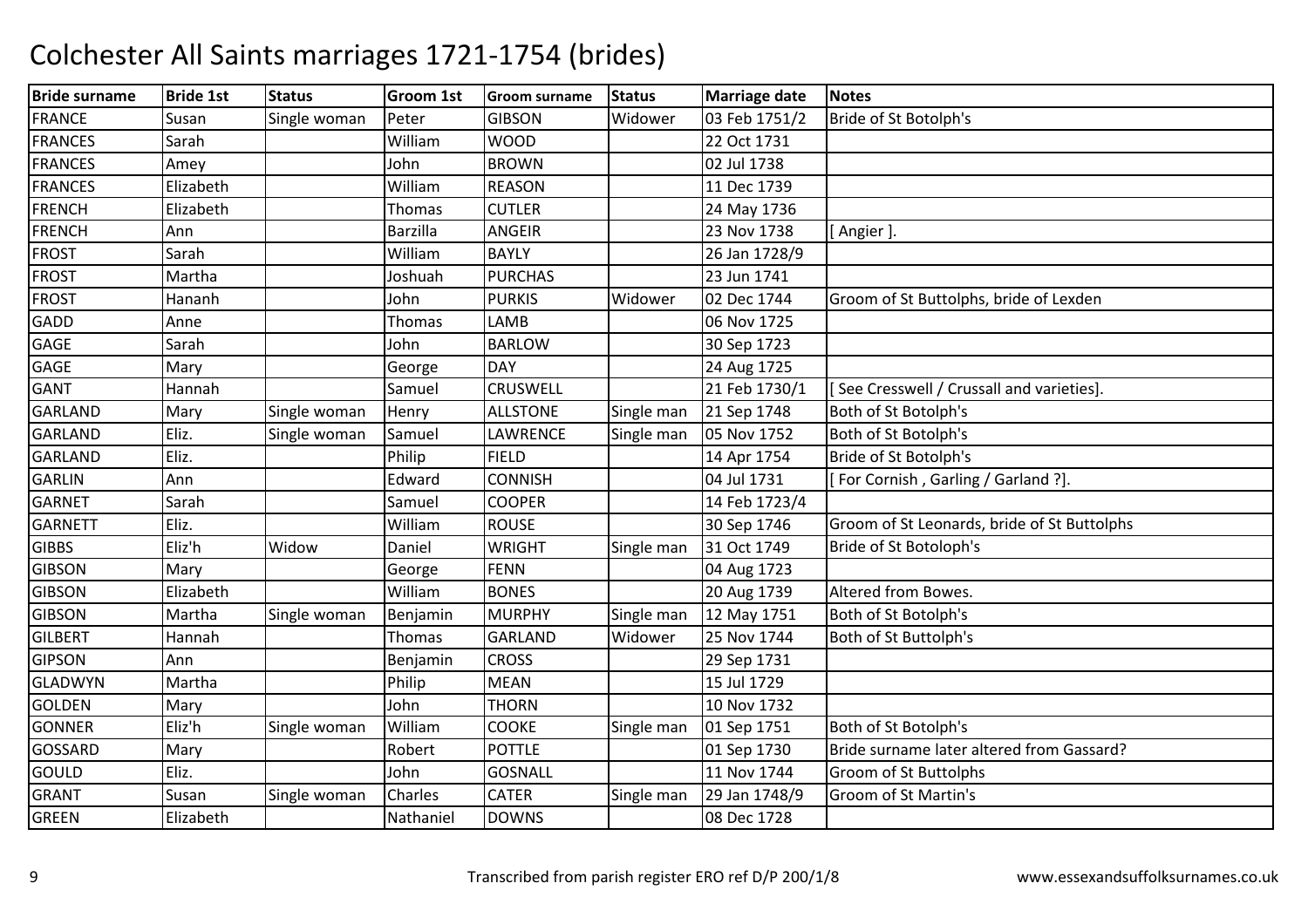# Colchester All Saints marriages 1721-1754 (brides)

| Bride surname | Bride 1st | Status | Groom 1st | Groom surname | Status | Marriage date | Notes |
|---|---|---|---|---|---|---|---|
| FRANCE | Susan | Single woman | Peter | GIBSON | Widower | 03 Feb 1751/2 | Bride of St Botolph's |
| FRANCES | Sarah | | William | WOOD | | 22 Oct 1731 | |
| FRANCES | Amey | | John | BROWN | | 02 Jul 1738 | |
| FRANCES | Elizabeth | | William | REASON | | 11 Dec 1739 | |
| FRENCH | Elizabeth | | Thomas | CUTLER | | 24 May 1736 | |
| FRENCH | Ann | | Barzilla | ANGEIR | | 23 Nov 1738 | [ Angier ]. |
| FROST | Sarah | | William | BAYLY | | 26 Jan 1728/9 | |
| FROST | Martha | | Joshuah | PURCHAS | | 23 Jun 1741 | |
| FROST | Hananh | | John | PURKIS | Widower | 02 Dec 1744 | Groom of St Buttolphs, bride of Lexden |
| GADD | Anne | | Thomas | LAMB | | 06 Nov 1725 | |
| GAGE | Sarah | | John | BARLOW | | 30 Sep 1723 | |
| GAGE | Mary | | George | DAY | | 24 Aug 1725 | |
| GANT | Hannah | | Samuel | CRUSWELL | | 21 Feb 1730/1 | [ See Cresswell / Crussall and varieties]. |
| GARLAND | Mary | Single woman | Henry | ALLSTONE | Single man | 21 Sep 1748 | Both of St Botolph's |
| GARLAND | Eliz. | Single woman | Samuel | LAWRENCE | Single man | 05 Nov 1752 | Both of St Botolph's |
| GARLAND | Eliz. | | Philip | FIELD | | 14 Apr 1754 | Bride of St Botolph's |
| GARLIN | Ann | | Edward | CONNISH | | 04 Jul 1731 | [ For Cornish , Garling / Garland ?]. |
| GARNET | Sarah | | Samuel | COOPER | | 14 Feb 1723/4 | |
| GARNETT | Eliz. | | William | ROUSE | | 30 Sep 1746 | Groom of St Leonards, bride of St Buttolphs |
| GIBBS | Eliz'h | Widow | Daniel | WRIGHT | Single man | 31 Oct 1749 | Bride of St Botoloph's |
| GIBSON | Mary | | George | FENN | | 04 Aug 1723 | |
| GIBSON | Elizabeth | | William | BONES | | 20 Aug 1739 | Altered from Bowes. |
| GIBSON | Martha | Single woman | Benjamin | MURPHY | Single man | 12 May 1751 | Both of St Botolph's |
| GILBERT | Hannah | | Thomas | GARLAND | Widower | 25 Nov 1744 | Both of St Buttolph's |
| GIPSON | Ann | | Benjamin | CROSS | | 29 Sep 1731 | |
| GLADWYN | Martha | | Philip | MEAN | | 15 Jul 1729 | |
| GOLDEN | Mary | | John | THORN | | 10 Nov 1732 | |
| GONNER | Eliz'h | Single woman | William | COOKE | Single man | 01 Sep 1751 | Both of St Botolph's |
| GOSSARD | Mary | | Robert | POTTLE | | 01 Sep 1730 | Bride surname later altered from Gassard? |
| GOULD | Eliz. | | John | GOSNALL | | 11 Nov 1744 | Groom of St Buttolphs |
| GRANT | Susan | Single woman | Charles | CATER | Single man | 29 Jan 1748/9 | Groom of St Martin's |
| GREEN | Elizabeth | | Nathaniel | DOWNS | | 08 Dec 1728 | |

Transcribed from parish register ERO ref D/P 200/1/8 www.essexandsuffolksurnames.co.uk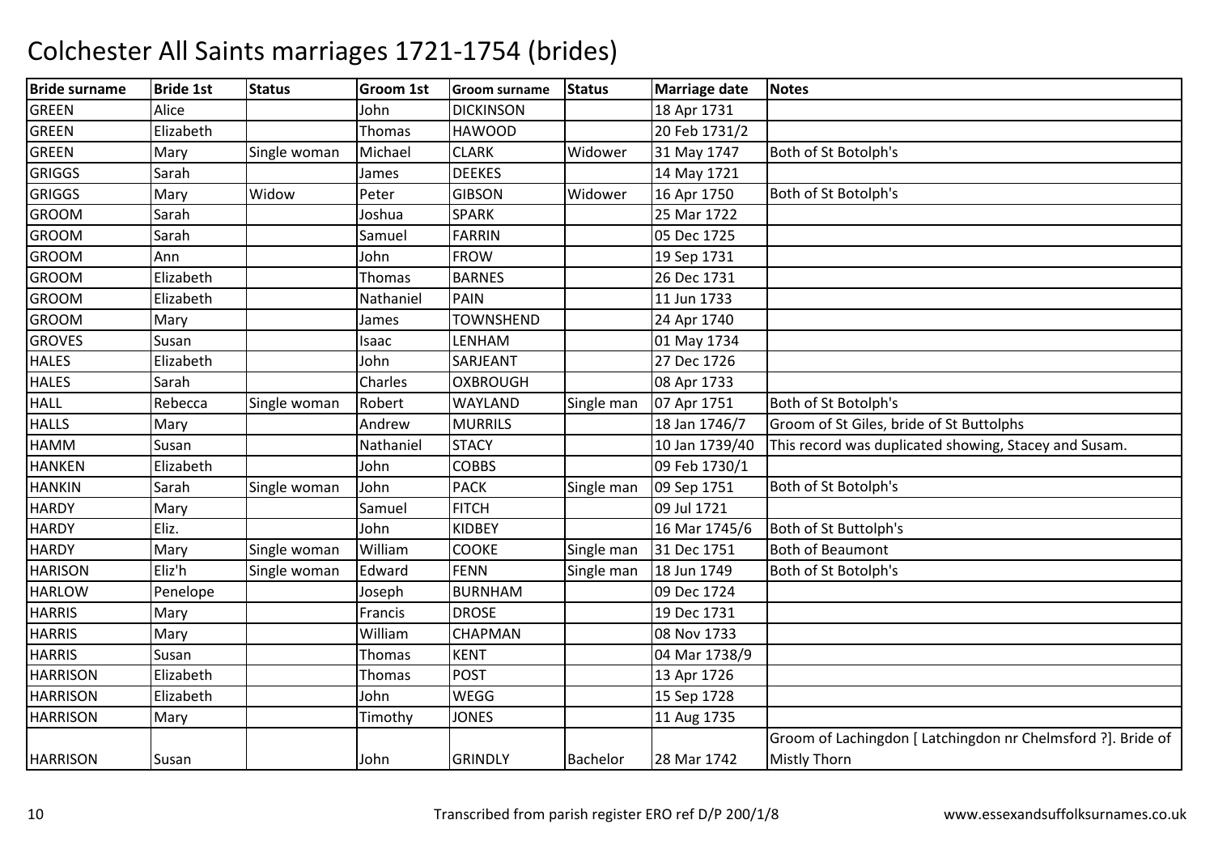# Colchester All Saints marriages 1721-1754 (brides)

| Bride surname | Bride 1st | Status | Groom 1st | Groom surname | Status | Marriage date | Notes |
|---|---|---|---|---|---|---|---|
| GREEN | Alice | | John | DICKINSON | | 18 Apr 1731 | |
| GREEN | Elizabeth | | Thomas | HAWOOD | | 20 Feb 1731/2 | |
| GREEN | Mary | Single woman | Michael | CLARK | Widower | 31 May 1747 | Both of St Botolph's |
| GRIGGS | Sarah | | James | DEEKES | | 14 May 1721 | |
| GRIGGS | Mary | Widow | Peter | GIBSON | Widower | 16 Apr 1750 | Both of St Botolph's |
| GROOM | Sarah | | Joshua | SPARK | | 25 Mar 1722 | |
| GROOM | Sarah | | Samuel | FARRIN | | 05 Dec 1725 | |
| GROOM | Ann | | John | FROW | | 19 Sep 1731 | |
| GROOM | Elizabeth | | Thomas | BARNES | | 26 Dec 1731 | |
| GROOM | Elizabeth | | Nathaniel | PAIN | | 11 Jun 1733 | |
| GROOM | Mary | | James | TOWNSHEND | | 24 Apr 1740 | |
| GROVES | Susan | | Isaac | LENHAM | | 01 May 1734 | |
| HALES | Elizabeth | | John | SARJEANT | | 27 Dec 1726 | |
| HALES | Sarah | | Charles | OXBROUGH | | 08 Apr 1733 | |
| HALL | Rebecca | Single woman | Robert | WAYLAND | Single man | 07 Apr 1751 | Both of St Botolph's |
| HALLS | Mary | | Andrew | MURRILS | | 18 Jan 1746/7 | Groom of St Giles, bride of St Buttolphs |
| HAMM | Susan | | Nathaniel | STACY | | 10 Jan 1739/40 | This record was duplicated showing, Stacey and Susam. |
| HANKEN | Elizabeth | | John | COBBS | | 09 Feb 1730/1 | |
| HANKIN | Sarah | Single woman | John | PACK | Single man | 09 Sep 1751 | Both of St Botolph's |
| HARDY | Mary | | Samuel | FITCH | | 09 Jul 1721 | |
| HARDY | Eliz. | | John | KIDBEY | | 16 Mar 1745/6 | Both of St Buttolph's |
| HARDY | Mary | Single woman | William | COOKE | Single man | 31 Dec 1751 | Both of Beaumont |
| HARISON | Eliz'h | Single woman | Edward | FENN | Single man | 18 Jun 1749 | Both of St Botolph's |
| HARLOW | Penelope | | Joseph | BURNHAM | | 09 Dec 1724 | |
| HARRIS | Mary | | Francis | DROSE | | 19 Dec 1731 | |
| HARRIS | Mary | | William | CHAPMAN | | 08 Nov 1733 | |
| HARRIS | Susan | | Thomas | KENT | | 04 Mar 1738/9 | |
| HARRISON | Elizabeth | | Thomas | POST | | 13 Apr 1726 | |
| HARRISON | Elizabeth | | John | WEGG | | 15 Sep 1728 | |
| HARRISON | Mary | | Timothy | JONES | | 11 Aug 1735 | |
| HARRISON | Susan | | John | GRINDLY | Bachelor | 28 Mar 1742 | Groom of Lachingdon [ Latchingdon nr Chelmsford ?]. Bride of Mistly Thorn |

Transcribed from parish register ERO ref D/P 200/1/8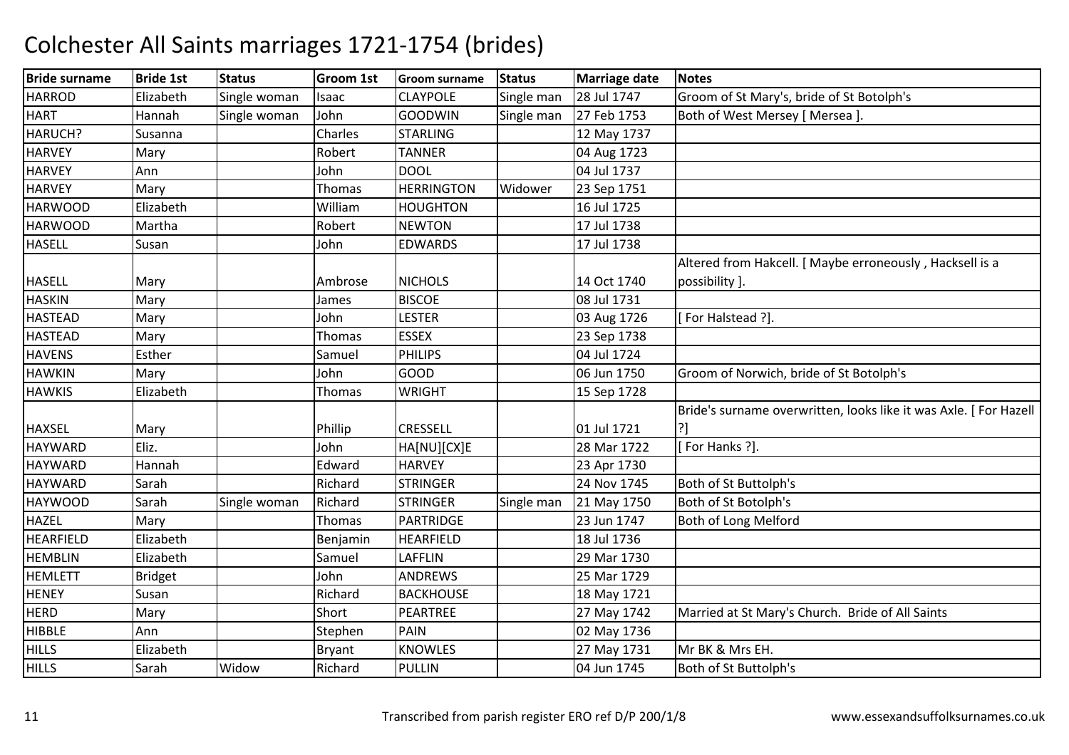# Colchester All Saints marriages 1721-1754 (brides)

| Bride surname | Bride 1st | Status | Groom 1st | Groom surname | Status | Marriage date | Notes |
|---|---|---|---|---|---|---|---|
| HARROD | Elizabeth | Single woman | Isaac | CLAYPOLE | Single man | 28 Jul 1747 | Groom of St Mary's, bride of St Botolph's |
| HART | Hannah | Single woman | John | GOODWIN | Single man | 27 Feb 1753 | Both of West Mersey [ Mersea ]. |
| HARUCH? | Susanna | | Charles | STARLING | | 12 May 1737 | |
| HARVEY | Mary | | Robert | TANNER | | 04 Aug 1723 | |
| HARVEY | Ann | | John | DOOL | | 04 Jul 1737 | |
| HARVEY | Mary | | Thomas | HERRINGTON | Widower | 23 Sep 1751 | |
| HARWOOD | Elizabeth | | William | HOUGHTON | | 16 Jul 1725 | |
| HARWOOD | Martha | | Robert | NEWTON | | 17 Jul 1738 | |
| HASELL | Susan | | John | EDWARDS | | 17 Jul 1738 | |
| HASELL | Mary | | Ambrose | NICHOLS | | 14 Oct 1740 | Altered from Hakcell. [ Maybe erroneously , Hacksell is a possibility ]. |
| HASKIN | Mary | | James | BISCOE | | 08 Jul 1731 | |
| HASTEAD | Mary | | John | LESTER | | 03 Aug 1726 | [ For Halstead ?]. |
| HASTEAD | Mary | | Thomas | ESSEX | | 23 Sep 1738 | |
| HAVENS | Esther | | Samuel | PHILIPS | | 04 Jul 1724 | |
| HAWKIN | Mary | | John | GOOD | | 06 Jun 1750 | Groom of Norwich, bride of St Botolph's |
| HAWKIS | Elizabeth | | Thomas | WRIGHT | | 15 Sep 1728 | |
| HAXSEL | Mary | | Phillip | CRESSELL | | 01 Jul 1721 | Bride's surname overwritten, looks like it was Axle. [ For Hazell ?] |
| HAYWARD | Eliz. | | John | HA[NU][CX]E | | 28 Mar 1722 | [ For Hanks ?]. |
| HAYWARD | Hannah | | Edward | HARVEY | | 23 Apr 1730 | |
| HAYWARD | Sarah | | Richard | STRINGER | | 24 Nov 1745 | Both of St Buttolph's |
| HAYWOOD | Sarah | Single woman | Richard | STRINGER | Single man | 21 May 1750 | Both of St Botolph's |
| HAZEL | Mary | | Thomas | PARTRIDGE | | 23 Jun 1747 | Both of Long Melford |
| HEARFIELD | Elizabeth | | Benjamin | HEARFIELD | | 18 Jul 1736 | |
| HEMBLIN | Elizabeth | | Samuel | LAFFLIN | | 29 Mar 1730 | |
| HEMLETT | Bridget | | John | ANDREWS | | 25 Mar 1729 | |
| HENEY | Susan | | Richard | BACKHOUSE | | 18 May 1721 | |
| HERD | Mary | | Short | PEARTREE | | 27 May 1742 | Married at St Mary's Church. Bride of All Saints |
| HIBBLE | Ann | | Stephen | PAIN | | 02 May 1736 | |
| HILLS | Elizabeth | | Bryant | KNOWLES | | 27 May 1731 | Mr BK & Mrs EH. |
| HILLS | Sarah | Widow | Richard | PULLIN | | 04 Jun 1745 | Both of St Buttolph's |

Transcribed from parish register ERO ref D/P 200/1/8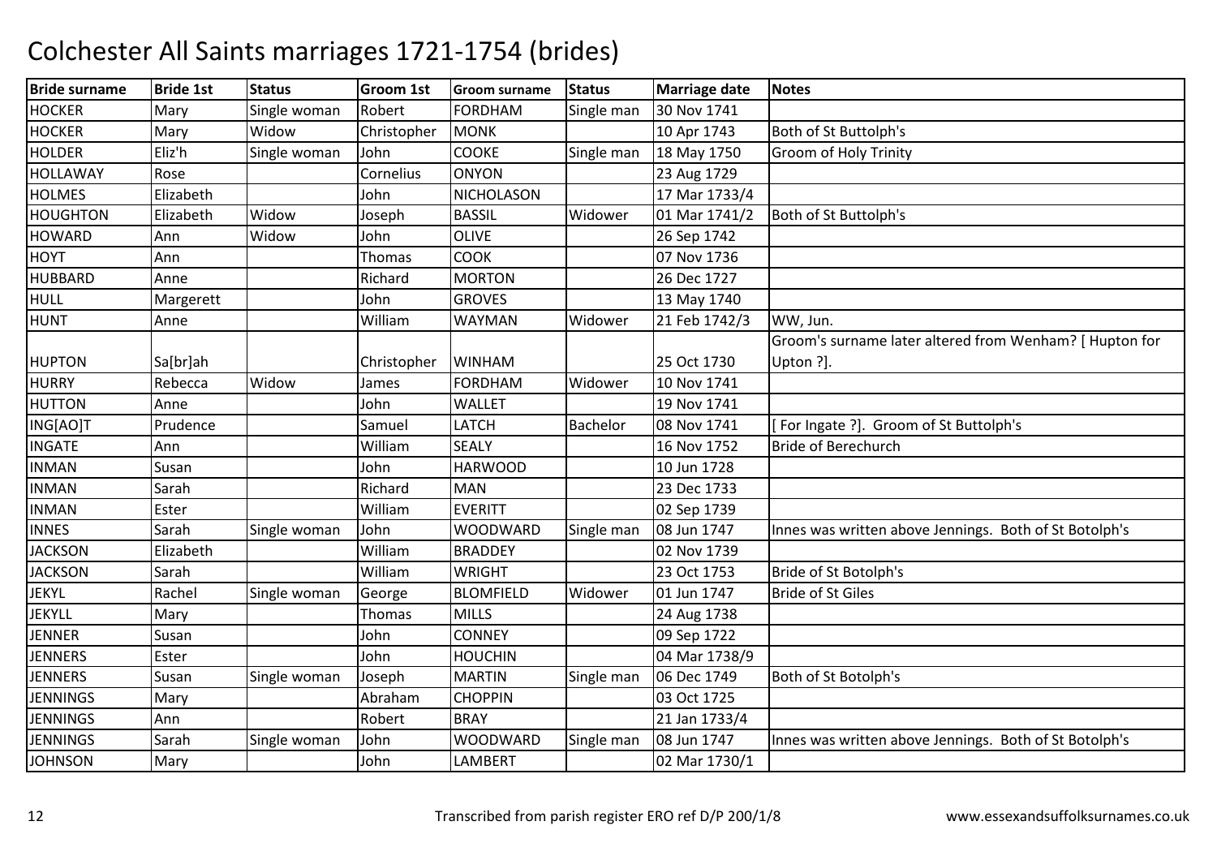# Colchester All Saints marriages 1721-1754 (brides)

| Bride surname | Bride 1st | Status | Groom 1st | Groom surname | Status | Marriage date | Notes |
|---|---|---|---|---|---|---|---|
| HOCKER | Mary | Single woman | Robert | FORDHAM | Single man | 30 Nov 1741 | |
| HOCKER | Mary | Widow | Christopher | MONK | | 10 Apr 1743 | Both of St Buttolph's |
| HOLDER | Eliz'h | Single woman | John | COOKE | Single man | 18 May 1750 | Groom of Holy Trinity |
| HOLLAWAY | Rose | | Cornelius | ONYON | | 23 Aug 1729 | |
| HOLMES | Elizabeth | | John | NICHOLASON | | 17 Mar 1733/4 | |
| HOUGHTON | Elizabeth | Widow | Joseph | BASSIL | Widower | 01 Mar 1741/2 | Both of St Buttolph's |
| HOWARD | Ann | Widow | John | OLIVE | | 26 Sep 1742 | |
| HOYT | Ann | | Thomas | COOK | | 07 Nov 1736 | |
| HUBBARD | Anne | | Richard | MORTON | | 26 Dec 1727 | |
| HULL | Margerett | | John | GROVES | | 13 May 1740 | |
| HUNT | Anne | | William | WAYMAN | Widower | 21 Feb 1742/3 | WW, Jun. |
| HUPTON | Sa[br]ah | | Christopher | WINHAM | | 25 Oct 1730 | Groom's surname later altered from Wenham? [ Hupton for Upton ?]. |
| HURRY | Rebecca | Widow | James | FORDHAM | Widower | 10 Nov 1741 | |
| HUTTON | Anne | | John | WALLET | | 19 Nov 1741 | |
| ING[AO]T | Prudence | | Samuel | LATCH | Bachelor | 08 Nov 1741 | [ For Ingate ?]. Groom of St Buttolph's |
| INGATE | Ann | | William | SEALY | | 16 Nov 1752 | Bride of Berechurch |
| INMAN | Susan | | John | HARWOOD | | 10 Jun 1728 | |
| INMAN | Sarah | | Richard | MAN | | 23 Dec 1733 | |
| INMAN | Ester | | William | EVERITT | | 02 Sep 1739 | |
| INNES | Sarah | Single woman | John | WOODWARD | Single man | 08 Jun 1747 | Innes was written above Jennings. Both of St Botolph's |
| JACKSON | Elizabeth | | William | BRADDEY | | 02 Nov 1739 | |
| JACKSON | Sarah | | William | WRIGHT | | 23 Oct 1753 | Bride of St Botolph's |
| JEKYL | Rachel | Single woman | George | BLOMFIELD | Widower | 01 Jun 1747 | Bride of St Giles |
| JEKYLL | Mary | | Thomas | MILLS | | 24 Aug 1738 | |
| JENNER | Susan | | John | CONNEY | | 09 Sep 1722 | |
| JENNERS | Ester | | John | HOUCHIN | | 04 Mar 1738/9 | |
| JENNERS | Susan | Single woman | Joseph | MARTIN | Single man | 06 Dec 1749 | Both of St Botolph's |
| JENNINGS | Mary | | Abraham | CHOPPIN | | 03 Oct 1725 | |
| JENNINGS | Ann | | Robert | BRAY | | 21 Jan 1733/4 | |
| JENNINGS | Sarah | Single woman | John | WOODWARD | Single man | 08 Jun 1747 | Innes was written above Jennings. Both of St Botolph's |
| JOHNSON | Mary | | John | LAMBERT | | 02 Mar 1730/1 | |

Transcribed from parish register ERO ref D/P 200/1/8 www.essexandsuffolksurnames.co.uk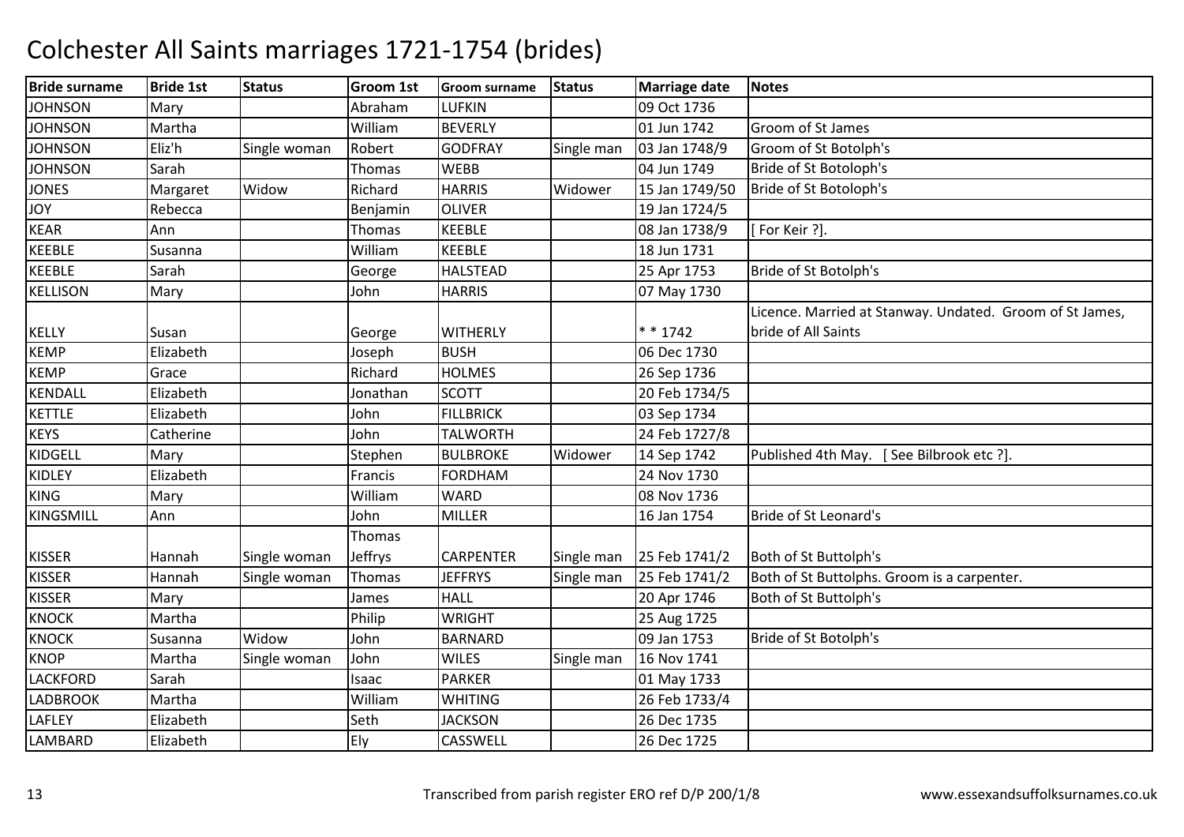# Colchester All Saints marriages 1721-1754 (brides)

| Bride surname | Bride 1st | Status | Groom 1st | Groom surname | Status | Marriage date | Notes |
|---|---|---|---|---|---|---|---|
| JOHNSON | Mary | | Abraham | LUFKIN | | 09 Oct 1736 | |
| JOHNSON | Martha | | William | BEVERLY | | 01 Jun 1742 | Groom of St James |
| JOHNSON | Eliz'h | Single woman | Robert | GODFRAY | Single man | 03 Jan 1748/9 | Groom of St Botolph's |
| JOHNSON | Sarah | | Thomas | WEBB | | 04 Jun 1749 | Bride of St Botoloph's |
| JONES | Margaret | Widow | Richard | HARRIS | Widower | 15 Jan 1749/50 | Bride of St Botoloph's |
| JOY | Rebecca | | Benjamin | OLIVER | | 19 Jan 1724/5 | |
| KEAR | Ann | | Thomas | KEEBLE | | 08 Jan 1738/9 | [ For Keir ?]. |
| KEEBLE | Susanna | | William | KEEBLE | | 18 Jun 1731 | |
| KEEBLE | Sarah | | George | HALSTEAD | | 25 Apr 1753 | Bride of St Botoloph's |
| KELLISON | Mary | | John | HARRIS | | 07 May 1730 | |
| KELLY | Susan | | George | WITHERLY | | * * 1742 | Licence. Married at Stanway. Undated. Groom of St James, bride of All Saints |
| KEMP | Elizabeth | | Joseph | BUSH | | 06 Dec 1730 | |
| KEMP | Grace | | Richard | HOLMES | | 26 Sep 1736 | |
| KENDALL | Elizabeth | | Jonathan | SCOTT | | 20 Feb 1734/5 | |
| KETTLE | Elizabeth | | John | FILLBRICK | | 03 Sep 1734 | |
| KEYS | Catherine | | John | TALWORTH | | 24 Feb 1727/8 | |
| KIDGELL | Mary | | Stephen | BULBROKE | Widower | 14 Sep 1742 | Published 4th May. [ See Bilbrook etc ?]. |
| KIDLEY | Elizabeth | | Francis | FORDHAM | | 24 Nov 1730 | |
| KING | Mary | | William | WARD | | 08 Nov 1736 | |
| KINGSMILL | Ann | | John | MILLER | | 16 Jan 1754 | Bride of St Leonard's |
| KISSER | Hannah | Single woman | Thomas Jeffrys | CARPENTER | Single man | 25 Feb 1741/2 | Both of St Buttolph's |
| KISSER | Hannah | Single woman | Thomas | JEFFRYS | Single man | 25 Feb 1741/2 | Both of St Buttolphs. Groom is a carpenter. |
| KISSER | Mary | | James | HALL | | 20 Apr 1746 | Both of St Buttolph's |
| KNOCK | Martha | | Philip | WRIGHT | | 25 Aug 1725 | |
| KNOCK | Susanna | Widow | John | BARNARD | | 09 Jan 1753 | Bride of St Botoloph's |
| KNOP | Martha | Single woman | John | WILES | Single man | 16 Nov 1741 | |
| LACKFORD | Sarah | | Isaac | PARKER | | 01 May 1733 | |
| LADBROOK | Martha | | William | WHITING | | 26 Feb 1733/4 | |
| LAFLEY | Elizabeth | | Seth | JACKSON | | 26 Dec 1735 | |
| LAMBARD | Elizabeth | | Ely | CASSWELL | | 26 Dec 1725 | |

Transcribed from parish register ERO ref D/P 200/1/8

www.essexandsuffolksurnames.co.uk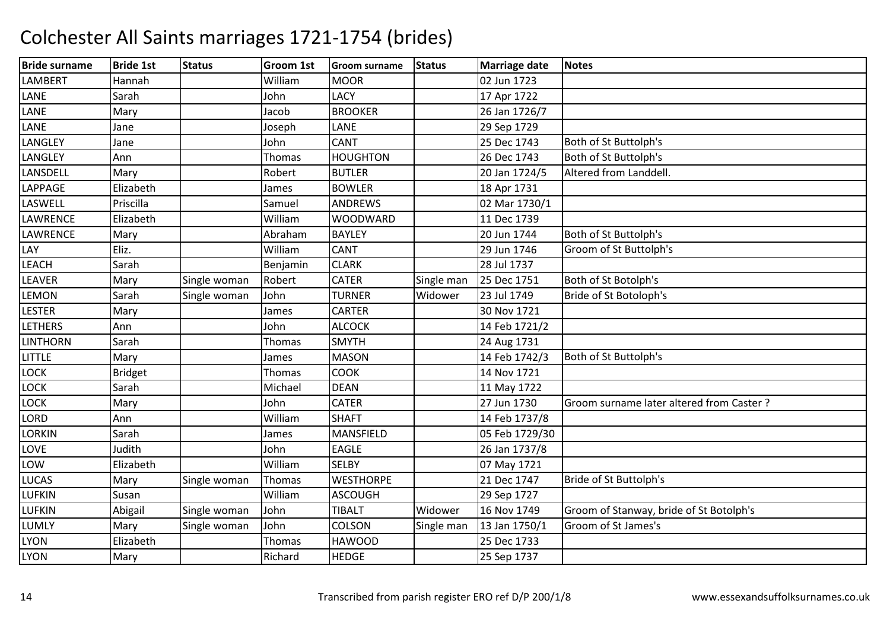# Colchester All Saints marriages 1721-1754 (brides)

| Bride surname | Bride 1st | Status | Groom 1st | Groom surname | Status | Marriage date | Notes |
|---|---|---|---|---|---|---|---|
| LAMBERT | Hannah | | William | MOOR | | 02 Jun 1723 | |
| LANE | Sarah | | John | LACY | | 17 Apr 1722 | |
| LANE | Mary | | Jacob | BROOKER | | 26 Jan 1726/7 | |
| LANE | Jane | | Joseph | LANE | | 29 Sep 1729 | |
| LANGLEY | Jane | | John | CANT | | 25 Dec 1743 | Both of St Buttolph's |
| LANGLEY | Ann | | Thomas | HOUGHTON | | 26 Dec 1743 | Both of St Buttolph's |
| LANSDELL | Mary | | Robert | BUTLER | | 20 Jan 1724/5 | Altered from Landdell. |
| LAPPAGE | Elizabeth | | James | BOWLER | | 18 Apr 1731 | |
| LASWELL | Priscilla | | Samuel | ANDREWS | | 02 Mar 1730/1 | |
| LAWRENCE | Elizabeth | | William | WOODWARD | | 11 Dec 1739 | |
| LAWRENCE | Mary | | Abraham | BAYLEY | | 20 Jun 1744 | Both of St Buttolph's |
| LAY | Eliz. | | William | CANT | | 29 Jun 1746 | Groom of St Buttolph's |
| LEACH | Sarah | | Benjamin | CLARK | | 28 Jul 1737 | |
| LEAVER | Mary | Single woman | Robert | CATER | Single man | 25 Dec 1751 | Both of St Botolph's |
| LEMON | Sarah | Single woman | John | TURNER | Widower | 23 Jul 1749 | Bride of St Botoloph's |
| LESTER | Mary | | James | CARTER | | 30 Nov 1721 | |
| LETHERS | Ann | | John | ALCOCK | | 14 Feb 1721/2 | |
| LINTHORN | Sarah | | Thomas | SMYTH | | 24 Aug 1731 | |
| LITTLE | Mary | | James | MASON | | 14 Feb 1742/3 | Both of St Buttolph's |
| LOCK | Bridget | | Thomas | COOK | | 14 Nov 1721 | |
| LOCK | Sarah | | Michael | DEAN | | 11 May 1722 | |
| LOCK | Mary | | John | CATER | | 27 Jun 1730 | Groom surname later altered from Caster ? |
| LORD | Ann | | William | SHAFT | | 14 Feb 1737/8 | |
| LORKIN | Sarah | | James | MANSFIELD | | 05 Feb 1729/30 | |
| LOVE | Judith | | John | EAGLE | | 26 Jan 1737/8 | |
| LOW | Elizabeth | | William | SELBY | | 07 May 1721 | |
| LUCAS | Mary | Single woman | Thomas | WESTHORPE | | 21 Dec 1747 | Bride of St Buttolph's |
| LUFKIN | Susan | | William | ASCOUGH | | 29 Sep 1727 | |
| LUFKIN | Abigail | Single woman | John | TIBALT | Widower | 16 Nov 1749 | Groom of Stanway, bride of St Botolph's |
| LUMLY | Mary | Single woman | John | COLSON | Single man | 13 Jan 1750/1 | Groom of St James's |
| LYON | Elizabeth | | Thomas | HAWOOD | | 25 Dec 1733 | |
| LYON | Mary | | Richard | HEDGE | | 25 Sep 1737 | |

Transcribed from parish register ERO ref D/P 200/1/8

www.essexandsuffolksurnames.co.uk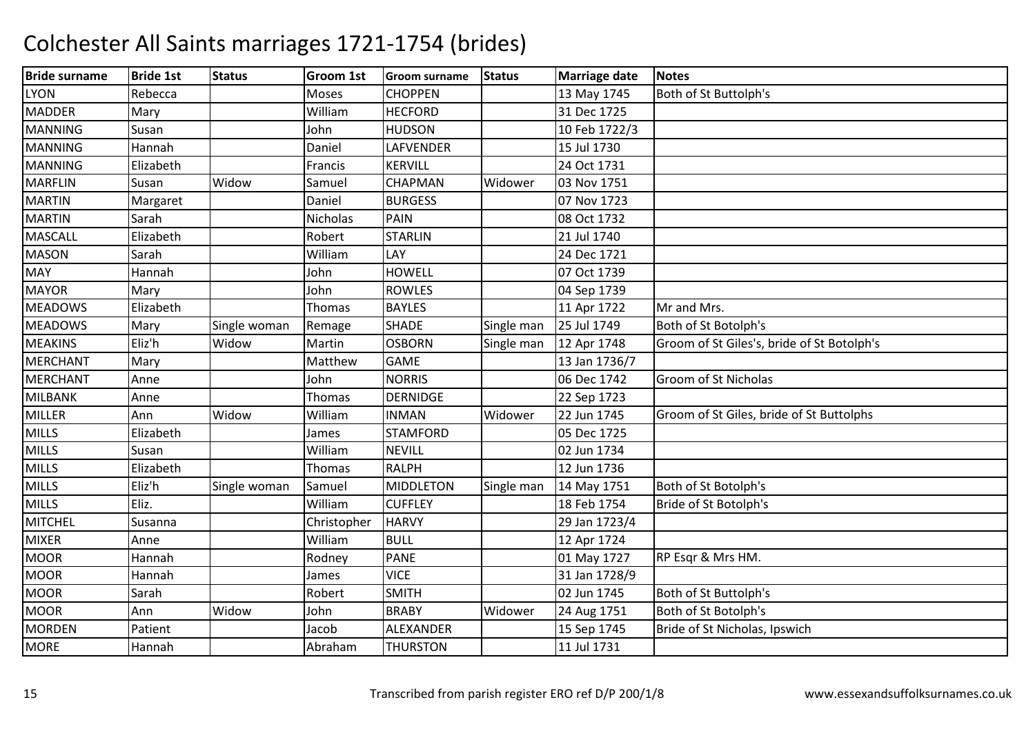# Colchester All Saints marriages 1721-1754 (brides)

| Bride surname | Bride 1st | Status | Groom 1st | Groom surname | Status | Marriage date | Notes |
|---|---|---|---|---|---|---|---|
| LYON | Rebecca | | Moses | CHOPPEN | | 13 May 1745 | Both of St Buttolph's |
| MADDER | Mary | | William | HECFORD | | 31 Dec 1725 | |
| MANNING | Susan | | John | HUDSON | | 10 Feb 1722/3 | |
| MANNING | Hannah | | Daniel | LAFVENDER | | 15 Jul 1730 | |
| MANNING | Elizabeth | | Francis | KERVILL | | 24 Oct 1731 | |
| MARFLIN | Susan | Widow | Samuel | CHAPMAN | Widower | 03 Nov 1751 | |
| MARTIN | Margaret | | Daniel | BURGESS | | 07 Nov 1723 | |
| MARTIN | Sarah | | Nicholas | PAIN | | 08 Oct 1732 | |
| MASCALL | Elizabeth | | Robert | STARLIN | | 21 Jul 1740 | |
| MASON | Sarah | | William | LAY | | 24 Dec 1721 | |
| MAY | Hannah | | John | HOWELL | | 07 Oct 1739 | |
| MAYOR | Mary | | John | ROWLES | | 04 Sep 1739 | |
| MEADOWS | Elizabeth | | Thomas | BAYLES | | 11 Apr 1722 | Mr and Mrs. |
| MEADOWS | Mary | Single woman | Remage | SHADE | Single man | 25 Jul 1749 | Both of St Botolph's |
| MEAKINS | Eliz'h | Widow | Martin | OSBORN | Single man | 12 Apr 1748 | Groom of St Giles's, bride of St Botolph's |
| MERCHANT | Mary | | Matthew | GAME | | 13 Jan 1736/7 | |
| MERCHANT | Anne | | John | NORRIS | | 06 Dec 1742 | Groom of St Nicholas |
| MILBANK | Anne | | Thomas | DERNIDGE | | 22 Sep 1723 | |
| MILLER | Ann | Widow | William | INMAN | Widower | 22 Jun 1745 | Groom of St Giles, bride of St Buttolphs |
| MILLS | Elizabeth | | James | STAMFORD | | 05 Dec 1725 | |
| MILLS | Susan | | William | NEVILL | | 02 Jun 1734 | |
| MILLS | Elizabeth | | Thomas | RALPH | | 12 Jun 1736 | |
| MILLS | Eliz'h | Single woman | Samuel | MIDDLETON | Single man | 14 May 1751 | Both of St Botolph's |
| MILLS | Eliz. | | William | CUFFLEY | | 18 Feb 1754 | Bride of St Botolph's |
| MITCHEL | Susanna | | Christopher | HARVY | | 29 Jan 1723/4 | |
| MIXER | Anne | | William | BULL | | 12 Apr 1724 | |
| MOOR | Hannah | | Rodney | PANE | | 01 May 1727 | RP Esqr & Mrs HM. |
| MOOR | Hannah | | James | VICE | | 31 Jan 1728/9 | |
| MOOR | Sarah | | Robert | SMITH | | 02 Jun 1745 | Both of St Buttolph's |
| MOOR | Ann | Widow | John | BRABY | Widower | 24 Aug 1751 | Both of St Botolph's |
| MORDEN | Patient | | Jacob | ALEXANDER | | 15 Sep 1745 | Bride of St Nicholas, Ipswich |
| MORE | Hannah | | Abraham | THURSTON | | 11 Jul 1731 | |

Transcribed from parish register ERO ref D/P 200/1/8

www.essexandsuffolksurnames.co.uk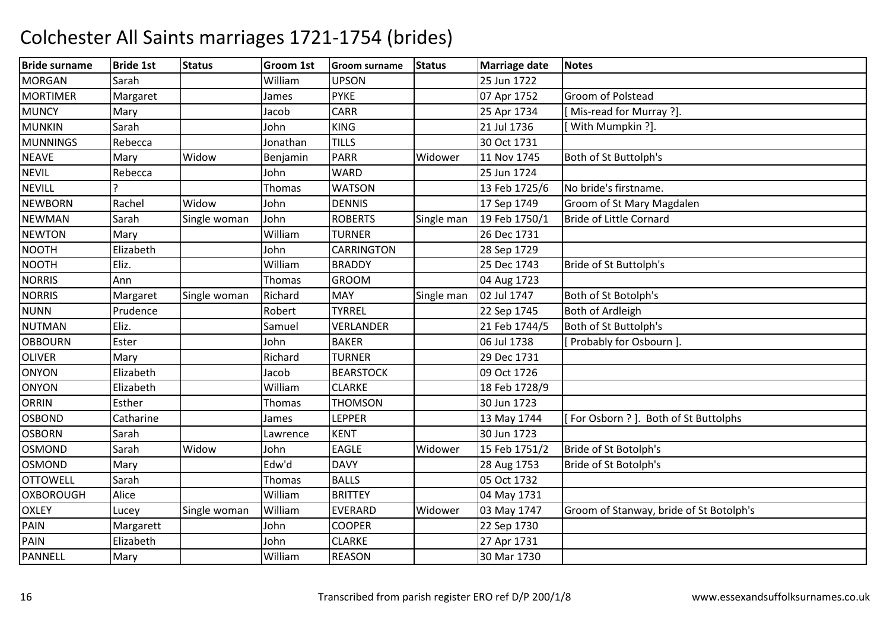# Colchester All Saints marriages 1721-1754 (brides)

| Bride surname | Bride 1st | Status | Groom 1st | Groom surname | Status | Marriage date | Notes |
|---|---|---|---|---|---|---|---|
| MORGAN | Sarah | | William | UPSON | | 25 Jun 1722 | |
| MORTIMER | Margaret | | James | PYKE | | 07 Apr 1752 | Groom of Polstead |
| MUNCY | Mary | | Jacob | CARR | | 25 Apr 1734 | [ Mis-read for Murray ?]. |
| MUNKIN | Sarah | | John | KING | | 21 Jul 1736 | [ With Mumpkin ?]. |
| MUNNINGS | Rebecca | | Jonathan | TILLS | | 30 Oct 1731 | |
| NEAVE | Mary | Widow | Benjamin | PARR | Widower | 11 Nov 1745 | Both of St Buttolph's |
| NEVIL | Rebecca | | John | WARD | | 25 Jun 1724 | |
| NEVILL | ? | | Thomas | WATSON | | 13 Feb 1725/6 | No bride's firstname. |
| NEWBORN | Rachel | Widow | John | DENNIS | | 17 Sep 1749 | Groom of St Mary Magdalen |
| NEWMAN | Sarah | Single woman | John | ROBERTS | Single man | 19 Feb 1750/1 | Bride of Little Cornard |
| NEWTON | Mary | | William | TURNER | | 26 Dec 1731 | |
| NOOTH | Elizabeth | | John | CARRINGTON | | 28 Sep 1729 | |
| NOOTH | Eliz. | | William | BRADDY | | 25 Dec 1743 | Bride of St Buttolph's |
| NORRIS | Ann | | Thomas | GROOM | | 04 Aug 1723 | |
| NORRIS | Margaret | Single woman | Richard | MAY | Single man | 02 Jul 1747 | Both of St Botolph's |
| NUNN | Prudence | | Robert | TYRREL | | 22 Sep 1745 | Both of Ardleigh |
| NUTMAN | Eliz. | | Samuel | VERLANDER | | 21 Feb 1744/5 | Both of St Buttolph's |
| OBBOURN | Ester | | John | BAKER | | 06 Jul 1738 | [ Probably for Osbourn ]. |
| OLIVER | Mary | | Richard | TURNER | | 29 Dec 1731 | |
| ONYON | Elizabeth | | Jacob | BEARSTOCK | | 09 Oct 1726 | |
| ONYON | Elizabeth | | William | CLARKE | | 18 Feb 1728/9 | |
| ORRIN | Esther | | Thomas | THOMSON | | 30 Jun 1723 | |
| OSBOND | Catharine | | James | LEPPER | | 13 May 1744 | [ For Osborn ? ]. Both of St Buttolphs |
| OSBORN | Sarah | | Lawrence | KENT | | 30 Jun 1723 | |
| OSMOND | Sarah | Widow | John | EAGLE | Widower | 15 Feb 1751/2 | Bride of St Botolph's |
| OSMOND | Mary | | Edw'd | DAVY | | 28 Aug 1753 | Bride of St Botolph's |
| OTTOWELL | Sarah | | Thomas | BALLS | | 05 Oct 1732 | |
| OXBOROUGH | Alice | | William | BRITTEY | | 04 May 1731 | |
| OXLEY | Lucey | Single woman | William | EVERARD | Widower | 03 May 1747 | Groom of Stanway, bride of St Botolph's |
| PAIN | Margarett | | John | COOPER | | 22 Sep 1730 | |
| PAIN | Elizabeth | | John | CLARKE | | 27 Apr 1731 | |
| PANNELL | Mary | | William | REASON | | 30 Mar 1730 | |

Transcribed from parish register ERO ref D/P 200/1/8 www.essexandsuffolksurnames.co.uk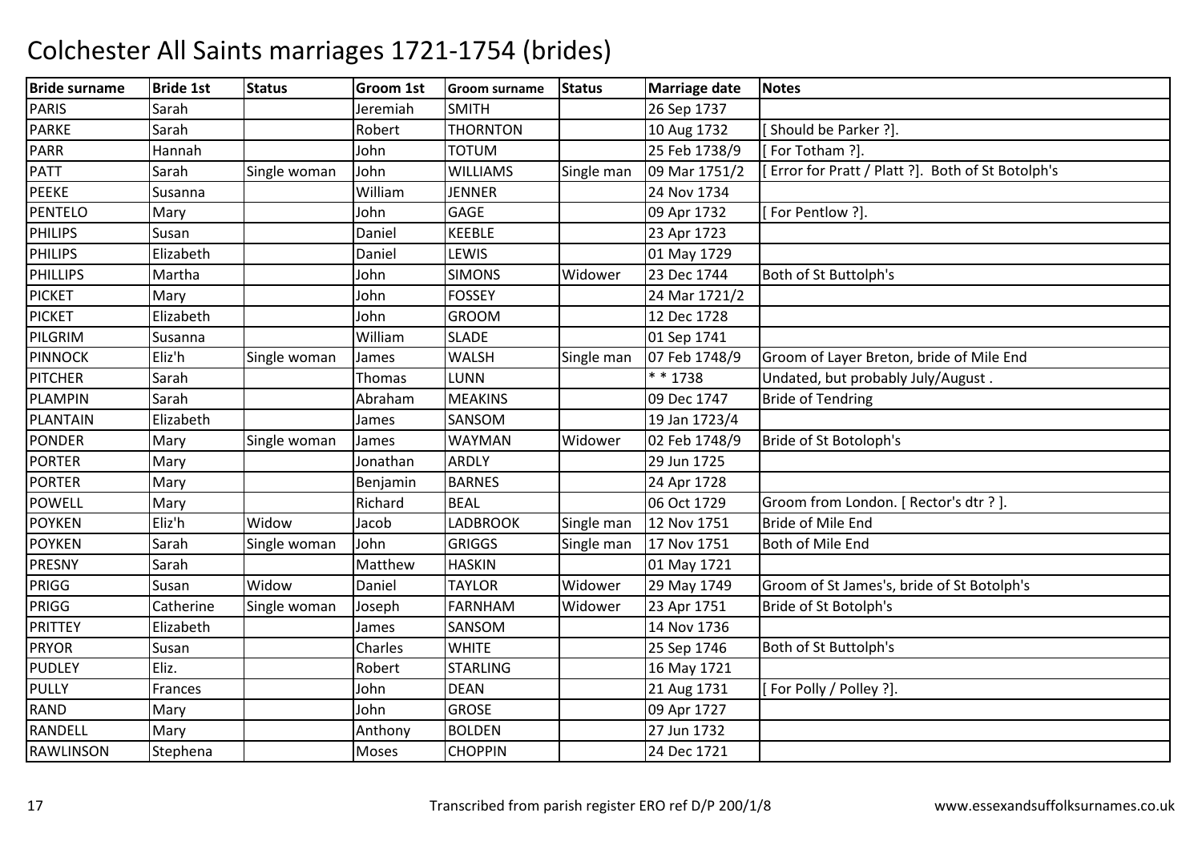# Colchester All Saints marriages 1721-1754 (brides)

| Bride surname | Bride 1st | Status | Groom 1st | Groom surname | Status | Marriage date | Notes |
|---|---|---|---|---|---|---|---|
| PARIS | Sarah | | Jeremiah | SMITH | | 26 Sep 1737 | |
| PARKE | Sarah | | Robert | THORNTON | | 10 Aug 1732 | [ Should be Parker ?]. |
| PARR | Hannah | | John | TOTUM | | 25 Feb 1738/9 | [ For Totham ?]. |
| PATT | Sarah | Single woman | John | WILLIAMS | Single man | 09 Mar 1751/2 | [ Error for Pratt / Platt ?]. Both of St Botolph's |
| PEEKE | Susanna | | William | JENNER | | 24 Nov 1734 | |
| PENTELO | Mary | | John | GAGE | | 09 Apr 1732 | [ For Pentlow ?]. |
| PHILIPS | Susan | | Daniel | KEEBLE | | 23 Apr 1723 | |
| PHILIPS | Elizabeth | | Daniel | LEWIS | | 01 May 1729 | |
| PHILLIPS | Martha | | John | SIMONS | Widower | 23 Dec 1744 | Both of St Buttolph's |
| PICKET | Mary | | John | FOSSEY | | 24 Mar 1721/2 | |
| PICKET | Elizabeth | | John | GROOM | | 12 Dec 1728 | |
| PILGRIM | Susanna | | William | SLADE | | 01 Sep 1741 | |
| PINNOCK | Eliz'h | Single woman | James | WALSH | Single man | 07 Feb 1748/9 | Groom of Layer Breton, bride of Mile End |
| PITCHER | Sarah | | Thomas | LUNN | | * * 1738 | Undated, but probably July/August . |
| PLAMPIN | Sarah | | Abraham | MEAKINS | | 09 Dec 1747 | Bride of Tendring |
| PLANTAIN | Elizabeth | | James | SANSOM | | 19 Jan 1723/4 | |
| PONDER | Mary | Single woman | James | WAYMAN | Widower | 02 Feb 1748/9 | Bride of St Botoloph's |
| PORTER | Mary | | Jonathan | ARDLY | | 29 Jun 1725 | |
| PORTER | Mary | | Benjamin | BARNES | | 24 Apr 1728 | |
| POWELL | Mary | | Richard | BEAL | | 06 Oct 1729 | Groom from London. [ Rector's dtr ? ]. |
| POYKEN | Eliz'h | Widow | Jacob | LADBROOK | Single man | 12 Nov 1751 | Bride of Mile End |
| POYKEN | Sarah | Single woman | John | GRIGGS | Single man | 17 Nov 1751 | Both of Mile End |
| PRESNY | Sarah | | Matthew | HASKIN | | 01 May 1721 | |
| PRIGG | Susan | Widow | Daniel | TAYLOR | Widower | 29 May 1749 | Groom of St James's, bride of St Botolph's |
| PRIGG | Catherine | Single woman | Joseph | FARNHAM | Widower | 23 Apr 1751 | Bride of St Botolph's |
| PRITTEY | Elizabeth | | James | SANSOM | | 14 Nov 1736 | |
| PRYOR | Susan | | Charles | WHITE | | 25 Sep 1746 | Both of St Buttolph's |
| PUDLEY | Eliz. | | Robert | STARLING | | 16 May 1721 | |
| PULLY | Frances | | John | DEAN | | 21 Aug 1731 | [ For Polly / Polley ?]. |
| RAND | Mary | | John | GROSE | | 09 Apr 1727 | |
| RANDELL | Mary | | Anthony | BOLDEN | | 27 Jun 1732 | |
| RAWLINSON | Stephena | | Moses | CHOPPIN | | 24 Dec 1721 | |

Transcribed from parish register ERO ref D/P 200/1/8 www.essexandsuffolksurnames.co.uk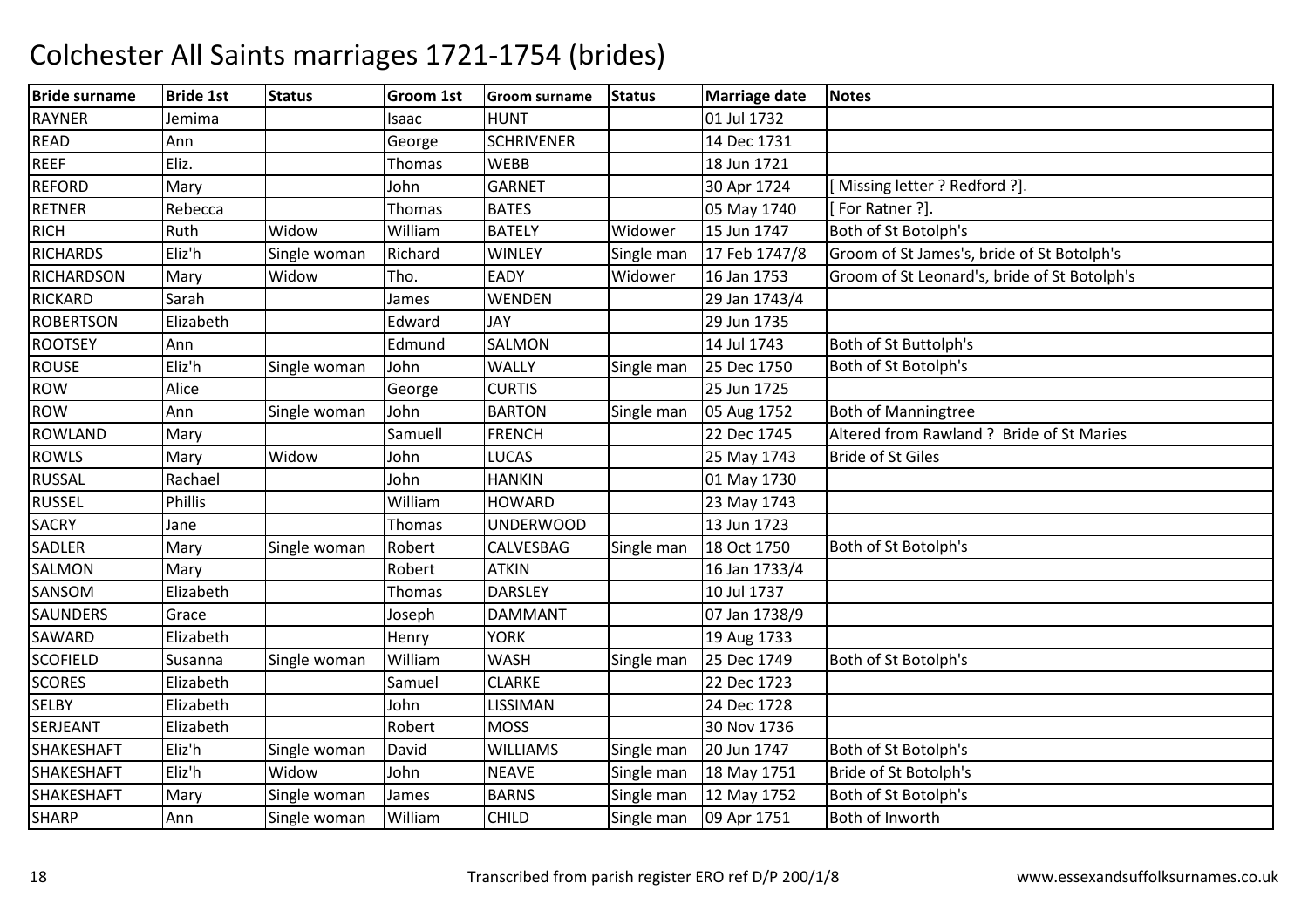# Colchester All Saints marriages 1721-1754 (brides)

| Bride surname | Bride 1st | Status | Groom 1st | Groom surname | Status | Marriage date | Notes |
|---|---|---|---|---|---|---|---|
| RAYNER | Jemima | | Isaac | HUNT | | 01 Jul 1732 | |
| READ | Ann | | George | SCHRIVENER | | 14 Dec 1731 | |
| REEF | Eliz. | | Thomas | WEBB | | 18 Jun 1721 | |
| REFORD | Mary | | John | GARNET | | 30 Apr 1724 | [ Missing letter ? Redford ?]. |
| RETNER | Rebecca | | Thomas | BATES | | 05 May 1740 | [ For Ratner ?]. |
| RICH | Ruth | Widow | William | BATELY | Widower | 15 Jun 1747 | Both of St Botolph's |
| RICHARDS | Eliz'h | Single woman | Richard | WINLEY | Single man | 17 Feb 1747/8 | Groom of St James's, bride of St Botolph's |
| RICHARDSON | Mary | Widow | Tho. | EADY | Widower | 16 Jan 1753 | Groom of St Leonard's, bride of St Botolph's |
| RICKARD | Sarah | | James | WENDEN | | 29 Jan 1743/4 | |
| ROBERTSON | Elizabeth | | Edward | JAY | | 29 Jun 1735 | |
| ROOTSEY | Ann | | Edmund | SALMON | | 14 Jul 1743 | Both of St Buttolph's |
| ROUSE | Eliz'h | Single woman | John | WALLY | Single man | 25 Dec 1750 | Both of St Botolph's |
| ROW | Alice | | George | CURTIS | | 25 Jun 1725 | |
| ROW | Ann | Single woman | John | BARTON | Single man | 05 Aug 1752 | Both of Manningtree |
| ROWLAND | Mary | | Samuell | FRENCH | | 22 Dec 1745 | Altered from Rawland ? Bride of St Maries |
| ROWLS | Mary | Widow | John | LUCAS | | 25 May 1743 | Bride of St Giles |
| RUSSAL | Rachael | | John | HANKIN | | 01 May 1730 | |
| RUSSEL | Phillis | | William | HOWARD | | 23 May 1743 | |
| SACRY | Jane | | Thomas | UNDERWOOD | | 13 Jun 1723 | |
| SADLER | Mary | Single woman | Robert | CALVESBAG | Single man | 18 Oct 1750 | Both of St Botolph's |
| SALMON | Mary | | Robert | ATKIN | | 16 Jan 1733/4 | |
| SANSOM | Elizabeth | | Thomas | DARSLEY | | 10 Jul 1737 | |
| SAUNDERS | Grace | | Joseph | DAMMANT | | 07 Jan 1738/9 | |
| SAWARD | Elizabeth | | Henry | YORK | | 19 Aug 1733 | |
| SCOFIELD | Susanna | Single woman | William | WASH | Single man | 25 Dec 1749 | Both of St Botolph's |
| SCORES | Elizabeth | | Samuel | CLARKE | | 22 Dec 1723 | |
| SELBY | Elizabeth | | John | LISSIMAN | | 24 Dec 1728 | |
| SERJEANT | Elizabeth | | Robert | MOSS | | 30 Nov 1736 | |
| SHAKESHAFT | Eliz'h | Single woman | David | WILLIAMS | Single man | 20 Jun 1747 | Both of St Botolph's |
| SHAKESHAFT | Eliz'h | Widow | John | NEAVE | Single man | 18 May 1751 | Bride of St Botolph's |
| SHAKESHAFT | Mary | Single woman | James | BARNS | Single man | 12 May 1752 | Both of St Botolph's |
| SHARP | Ann | Single woman | William | CHILD | Single man | 09 Apr 1751 | Both of Inworth |

Transcribed from parish register ERO ref D/P 200/1/8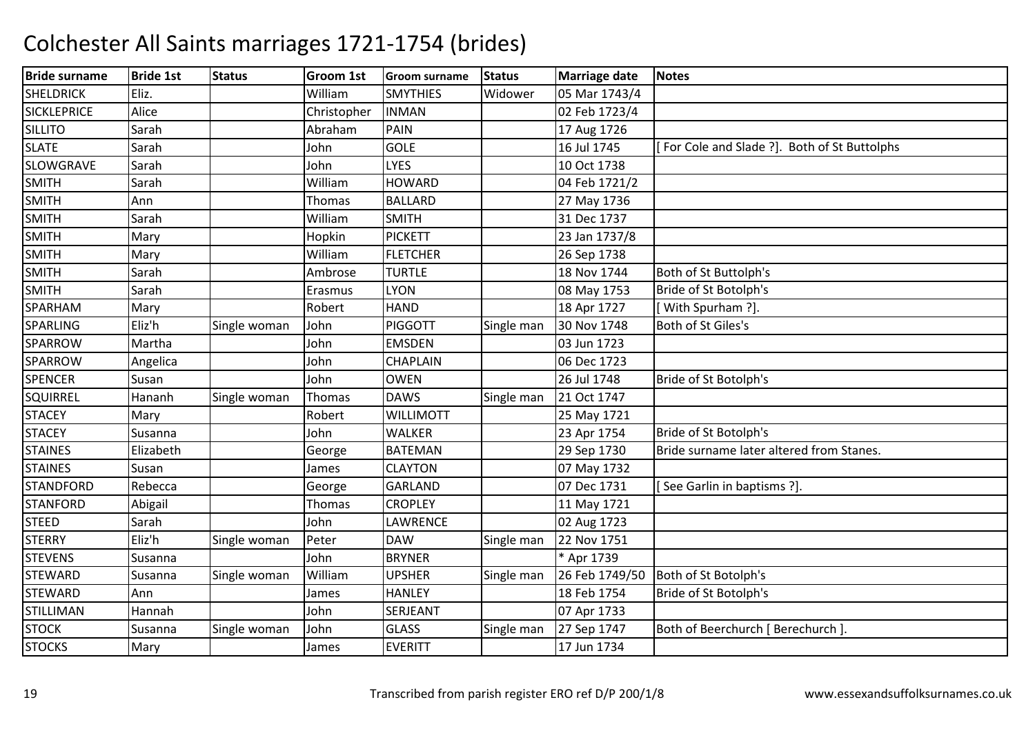# Colchester All Saints marriages 1721-1754 (brides)

| Bride surname | Bride 1st | Status | Groom 1st | Groom surname | Status | Marriage date | Notes |
|---|---|---|---|---|---|---|---|
| SHELDRICK | Eliz. | | William | SMYTHIES | Widower | 05 Mar 1743/4 | |
| SICKLEPRICE | Alice | | Christopher | INMAN | | 02 Feb 1723/4 | |
| SILLITO | Sarah | | Abraham | PAIN | | 17 Aug 1726 | |
| SLATE | Sarah | | John | GOLE | | 16 Jul 1745 | [ For Cole and Slade ?]. Both of St Buttolphs |
| SLOWGRAVE | Sarah | | John | LYES | | 10 Oct 1738 | |
| SMITH | Sarah | | William | HOWARD | | 04 Feb 1721/2 | |
| SMITH | Ann | | Thomas | BALLARD | | 27 May 1736 | |
| SMITH | Sarah | | William | SMITH | | 31 Dec 1737 | |
| SMITH | Mary | | Hopkin | PICKETT | | 23 Jan 1737/8 | |
| SMITH | Mary | | William | FLETCHER | | 26 Sep 1738 | |
| SMITH | Sarah | | Ambrose | TURTLE | | 18 Nov 1744 | Both of St Buttolph's |
| SMITH | Sarah | | Erasmus | LYON | | 08 May 1753 | Bride of St Botolph's |
| SPARHAM | Mary | | Robert | HAND | | 18 Apr 1727 | [ With Spurham ?]. |
| SPARLING | Eliz'h | Single woman | John | PIGGOTT | Single man | 30 Nov 1748 | Both of St Giles's |
| SPARROW | Martha | | John | EMSDEN | | 03 Jun 1723 | |
| SPARROW | Angelica | | John | CHAPLAIN | | 06 Dec 1723 | |
| SPENCER | Susan | | John | OWEN | | 26 Jul 1748 | Bride of St Botolph's |
| SQUIRREL | Hananh | Single woman | Thomas | DAWS | Single man | 21 Oct 1747 | |
| STACEY | Mary | | Robert | WILLIMOTT | | 25 May 1721 | |
| STACEY | Susanna | | John | WALKER | | 23 Apr 1754 | Bride of St Botolph's |
| STAINES | Elizabeth | | George | BATEMAN | | 29 Sep 1730 | Bride surname later altered from Stanes. |
| STAINES | Susan | | James | CLAYTON | | 07 May 1732 | |
| STANDFORD | Rebecca | | George | GARLAND | | 07 Dec 1731 | [ See Garlin in baptisms ?]. |
| STANFORD | Abigail | | Thomas | CROPLEY | | 11 May 1721 | |
| STEED | Sarah | | John | LAWRENCE | | 02 Aug 1723 | |
| STERRY | Eliz'h | Single woman | Peter | DAW | Single man | 22 Nov 1751 | |
| STEVENS | Susanna | | John | BRYNER | | * Apr 1739 | |
| STEWARD | Susanna | Single woman | William | UPSHER | Single man | 26 Feb 1749/50 | Both of St Botolph's |
| STEWARD | Ann | | James | HANLEY | | 18 Feb 1754 | Bride of St Botolph's |
| STILLIMAN | Hannah | | John | SERJEANT | | 07 Apr 1733 | |
| STOCK | Susanna | Single woman | John | GLASS | Single man | 27 Sep 1747 | Both of Beerchurch [ Berechurch ]. |
| STOCKS | Mary | | James | EVERITT | | 17 Jun 1734 | |

Transcribed from parish register ERO ref D/P 200/1/8

www.essexandsuffolksurnames.co.uk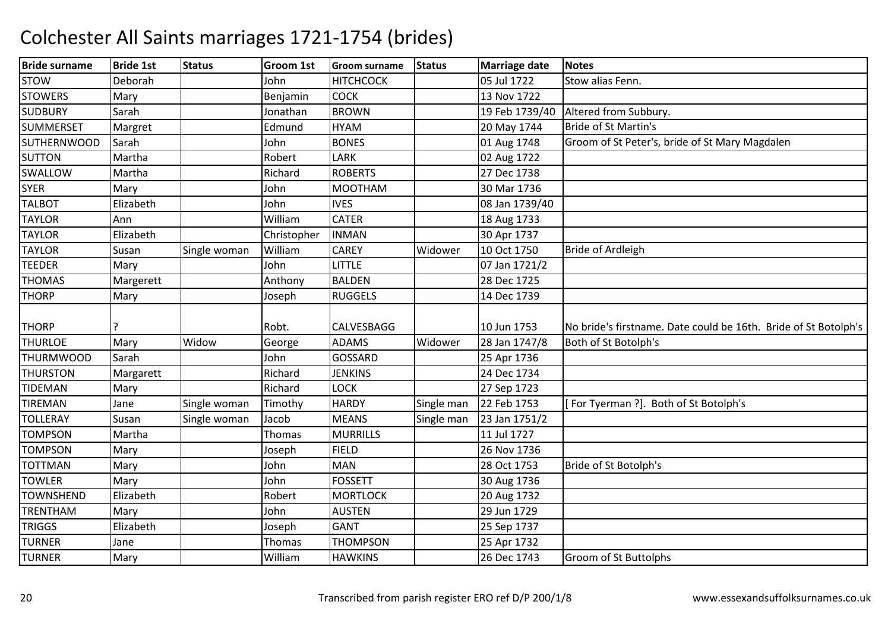# Colchester All Saints marriages 1721-1754 (brides)

| Bride surname | Bride 1st | Status | Groom 1st | Groom surname | Status | Marriage date | Notes |
|---|---|---|---|---|---|---|---|
| STOW | Deborah | | John | HITCHCOCK | | 05 Jul 1722 | Stow alias Fenn. |
| STOWERS | Mary | | Benjamin | COCK | | 13 Nov 1722 | |
| SUDBURY | Sarah | | Jonathan | BROWN | | 19 Feb 1739/40 | Altered from Subbury. |
| SUMMERSET | Margret | | Edmund | HYAM | | 20 May 1744 | Bride of St Martin's |
| SUTHERNWOOD | Sarah | | John | BONES | | 01 Aug 1748 | Groom of St Peter's, bride of St Mary Magdalen |
| SUTTON | Martha | | Robert | LARK | | 02 Aug 1722 | |
| SWALLOW | Martha | | Richard | ROBERTS | | 27 Dec 1738 | |
| SYER | Mary | | John | MOOTHAM | | 30 Mar 1736 | |
| TALBOT | Elizabeth | | John | IVES | | 08 Jan 1739/40 | |
| TAYLOR | Ann | | William | CATER | | 18 Aug 1733 | |
| TAYLOR | Elizabeth | | Christopher | INMAN | | 30 Apr 1737 | |
| TAYLOR | Susan | Single woman | William | CAREY | Widower | 10 Oct 1750 | Bride of Ardleigh |
| TEEDER | Mary | | John | LITTLE | | 07 Jan 1721/2 | |
| THOMAS | Margerett | | Anthony | BALDEN | | 28 Dec 1725 | |
| THORP | Mary | | Joseph | RUGGELS | | 14 Dec 1739 | |
| THORP | ? | | Robt. | CALVESBAGG | | 10 Jun 1753 | No bride's firstname. Date could be 16th. Bride of St Botolph's |
| THURLOE | Mary | Widow | George | ADAMS | Widower | 28 Jan 1747/8 | Both of St Botolph's |
| THURMWOOD | Sarah | | John | GOSSARD | | 25 Apr 1736 | |
| THURSTON | Margarett | | Richard | JENKINS | | 24 Dec 1734 | |
| TIDEMAN | Mary | | Richard | LOCK | | 27 Sep 1723 | |
| TIREMAN | Jane | Single woman | Timothy | HARDY | Single man | 22 Feb 1753 | [ For Tyerman ?]. Both of St Botolph's |
| TOLLERAY | Susan | Single woman | Jacob | MEANS | Single man | 23 Jan 1751/2 | |
| TOMPSON | Martha | | Thomas | MURRILLS | | 11 Jul 1727 | |
| TOMPSON | Mary | | Joseph | FIELD | | 26 Nov 1736 | |
| TOTTMAN | Mary | | John | MAN | | 28 Oct 1753 | Bride of St Botolph's |
| TOWLER | Mary | | John | FOSSETT | | 30 Aug 1736 | |
| TOWNSHEND | Elizabeth | | Robert | MORTLOCK | | 20 Aug 1732 | |
| TRENTHAM | Mary | | John | AUSTEN | | 29 Jun 1729 | |
| TRIGGS | Elizabeth | | Joseph | GANT | | 25 Sep 1737 | |
| TURNER | Jane | | Thomas | THOMPSON | | 25 Apr 1732 | |
| TURNER | Mary | | William | HAWKINS | | 26 Dec 1743 | Groom of St Buttolphs |

Transcribed from parish register ERO ref D/P 200/1/8

www.essexandsuffolksurnames.co.uk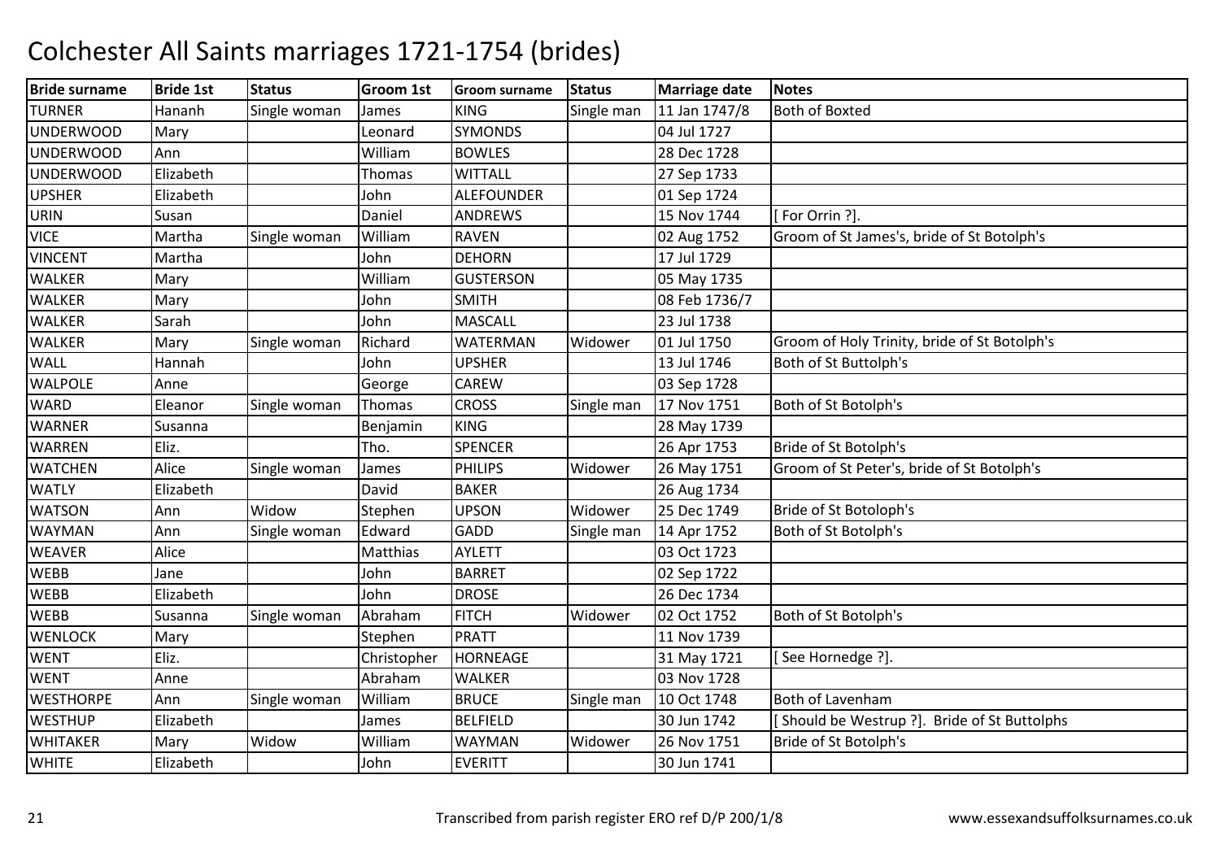# Colchester All Saints marriages 1721-1754 (brides)

| Bride surname | Bride 1st | Status | Groom 1st | Groom surname | Status | Marriage date | Notes |
|---|---|---|---|---|---|---|---|
| TURNER | Hananh | Single woman | James | KING | Single man | 11 Jan 1747/8 | Both of Boxted |
| UNDERWOOD | Mary | | Leonard | SYMONDS | | 04 Jul 1727 | |
| UNDERWOOD | Ann | | William | BOWLES | | 28 Dec 1728 | |
| UNDERWOOD | Elizabeth | | Thomas | WITTALL | | 27 Sep 1733 | |
| UPSHER | Elizabeth | | John | ALEFOUNDER | | 01 Sep 1724 | |
| URIN | Susan | | Daniel | ANDREWS | | 15 Nov 1744 | [ For Orrin ?]. |
| VICE | Martha | Single woman | William | RAVEN | | 02 Aug 1752 | Groom of St James's, bride of St Botolph's |
| VINCENT | Martha | | John | DEHORN | | 17 Jul 1729 | |
| WALKER | Mary | | William | GUSTERSON | | 05 May 1735 | |
| WALKER | Mary | | John | SMITH | | 08 Feb 1736/7 | |
| WALKER | Sarah | | John | MASCALL | | 23 Jul 1738 | |
| WALKER | Mary | Single woman | Richard | WATERMAN | Widower | 01 Jul 1750 | Groom of Holy Trinity, bride of St Botolph's |
| WALL | Hannah | | John | UPSHER | | 13 Jul 1746 | Both of St Buttolph's |
| WALPOLE | Anne | | George | CAREW | | 03 Sep 1728 | |
| WARD | Eleanor | Single woman | Thomas | CROSS | Single man | 17 Nov 1751 | Both of St Botolph's |
| WARNER | Susanna | | Benjamin | KING | | 28 May 1739 | |
| WARREN | Eliz. | | Tho. | SPENCER | | 26 Apr 1753 | Bride of St Botolph's |
| WATCHEN | Alice | Single woman | James | PHILIPS | Widower | 26 May 1751 | Groom of St Peter's, bride of St Botolph's |
| WATLY | Elizabeth | | David | BAKER | | 26 Aug 1734 | |
| WATSON | Ann | Widow | Stephen | UPSON | Widower | 25 Dec 1749 | Bride of St Botoloph's |
| WAYMAN | Ann | Single woman | Edward | GADD | Single man | 14 Apr 1752 | Both of St Botolph's |
| WEAVER | Alice | | Matthias | AYLETT | | 03 Oct 1723 | |
| WEBB | Jane | | John | BARRET | | 02 Sep 1722 | |
| WEBB | Elizabeth | | John | DROSE | | 26 Dec 1734 | |
| WEBB | Susanna | Single woman | Abraham | FITCH | Widower | 02 Oct 1752 | Both of St Botolph's |
| WENLOCK | Mary | | Stephen | PRATT | | 11 Nov 1739 | |
| WENT | Eliz. | | Christopher | HORNEAGE | | 31 May 1721 | [ See Hornedge ?]. |
| WENT | Anne | | Abraham | WALKER | | 03 Nov 1728 | |
| WESTHORPE | Ann | Single woman | William | BRUCE | Single man | 10 Oct 1748 | Both of Lavenham |
| WESTHUP | Elizabeth | | James | BELFIELD | | 30 Jun 1742 | [ Should be Westrup ?]. Bride of St Buttolphs |
| WHITAKER | Mary | Widow | William | WAYMAN | Widower | 26 Nov 1751 | Bride of St Botolph's |
| WHITE | Elizabeth | | John | EVERITT | | 30 Jun 1741 | |

Transcribed from parish register ERO ref D/P 200/1/8 www.essexandsuffolksurnames.co.uk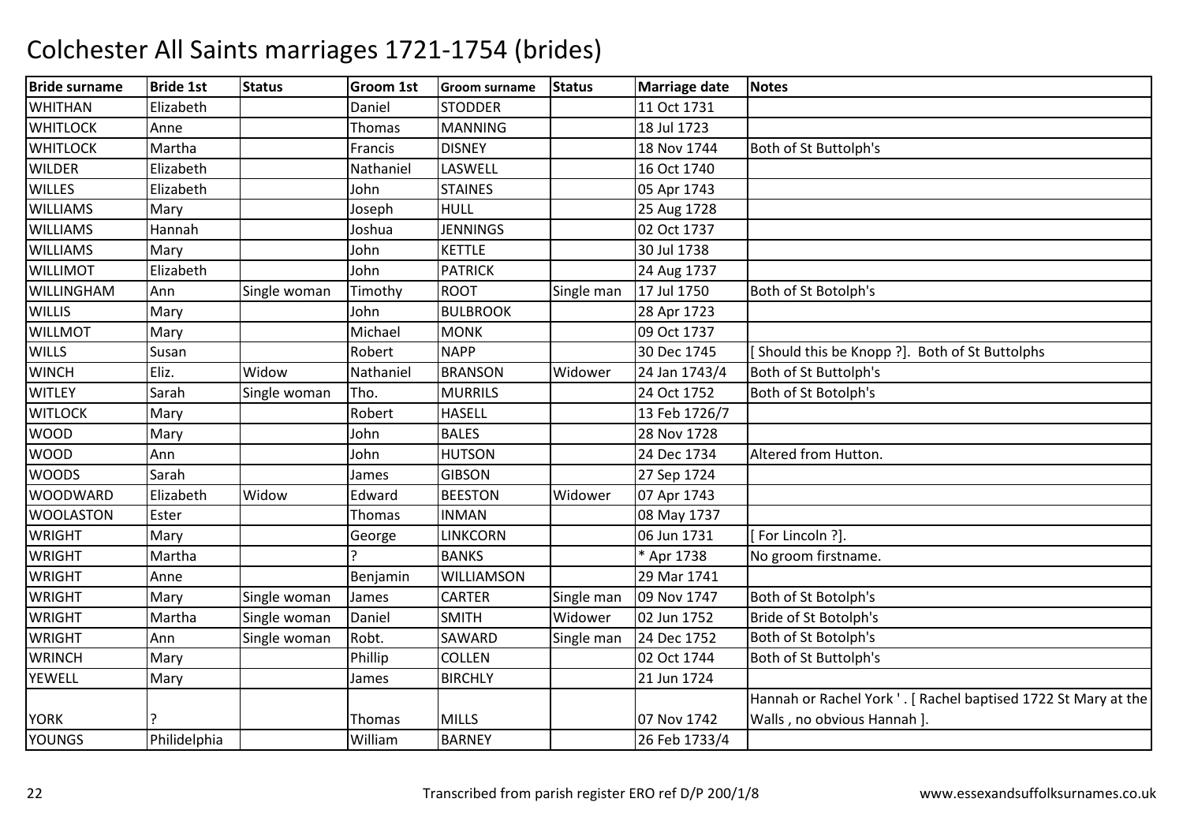# Colchester All Saints marriages 1721-1754 (brides)

| Bride surname | Bride 1st | Status | Groom 1st | Groom surname | Status | Marriage date | Notes |
|---|---|---|---|---|---|---|---|
| WHITHAN | Elizabeth | | Daniel | STODDER | | 11 Oct 1731 | |
| WHITLOCK | Anne | | Thomas | MANNING | | 18 Jul 1723 | |
| WHITLOCK | Martha | | Francis | DISNEY | | 18 Nov 1744 | Both of St Buttolph's |
| WILDER | Elizabeth | | Nathaniel | LASWELL | | 16 Oct 1740 | |
| WILLES | Elizabeth | | John | STAINES | | 05 Apr 1743 | |
| WILLIAMS | Mary | | Joseph | HULL | | 25 Aug 1728 | |
| WILLIAMS | Hannah | | Joshua | JENNINGS | | 02 Oct 1737 | |
| WILLIAMS | Mary | | John | KETTLE | | 30 Jul 1738 | |
| WILLIMOT | Elizabeth | | John | PATRICK | | 24 Aug 1737 | |
| WILLINGHAM | Ann | Single woman | Timothy | ROOT | Single man | 17 Jul 1750 | Both of St Botolph's |
| WILLIS | Mary | | John | BULBROOK | | 28 Apr 1723 | |
| WILLMOT | Mary | | Michael | MONK | | 09 Oct 1737 | |
| WILLS | Susan | | Robert | NAPP | | 30 Dec 1745 | [ Should this be Knopp ?]. Both of St Buttolphs |
| WINCH | Eliz. | Widow | Nathaniel | BRANSON | Widower | 24 Jan 1743/4 | Both of St Buttolph's |
| WITLEY | Sarah | Single woman | Tho. | MURRILS | | 24 Oct 1752 | Both of St Botolph's |
| WITLOCK | Mary | | Robert | HASELL | | 13 Feb 1726/7 | |
| WOOD | Mary | | John | BALES | | 28 Nov 1728 | |
| WOOD | Ann | | John | HUTSON | | 24 Dec 1734 | Altered from Hutton. |
| WOODS | Sarah | | James | GIBSON | | 27 Sep 1724 | |
| WOODWARD | Elizabeth | Widow | Edward | BEESTON | Widower | 07 Apr 1743 | |
| WOOLASTON | Ester | | Thomas | INMAN | | 08 May 1737 | |
| WRIGHT | Mary | | George | LINKCORN | | 06 Jun 1731 | [ For Lincoln ?]. |
| WRIGHT | Martha | | ? | BANKS | | * Apr 1738 | No groom firstname. |
| WRIGHT | Anne | | Benjamin | WILLIAMSON | | 29 Mar 1741 | |
| WRIGHT | Mary | Single woman | James | CARTER | Single man | 09 Nov 1747 | Both of St Botolph's |
| WRIGHT | Martha | Single woman | Daniel | SMITH | Widower | 02 Jun 1752 | Bride of St Botolph's |
| WRIGHT | Ann | Single woman | Robt. | SAWARD | Single man | 24 Dec 1752 | Both of St Botolph's |
| WRINCH | Mary | | Phillip | COLLEN | | 02 Oct 1744 | Both of St Buttolph's |
| YEWELL | Mary | | James | BIRCHLY | | 21 Jun 1724 | |
| YORK | ? | | Thomas | MILLS | | 07 Nov 1742 | Hannah or Rachel York ' . [ Rachel baptised 1722 St Mary at the Walls , no obvious Hannah ]. |
| YOUNGS | Philidelphia | | William | BARNEY | | 26 Feb 1733/4 | |

Transcribed from parish register ERO ref D/P 200/1/8

www.essexandsuffolksurnames.co.uk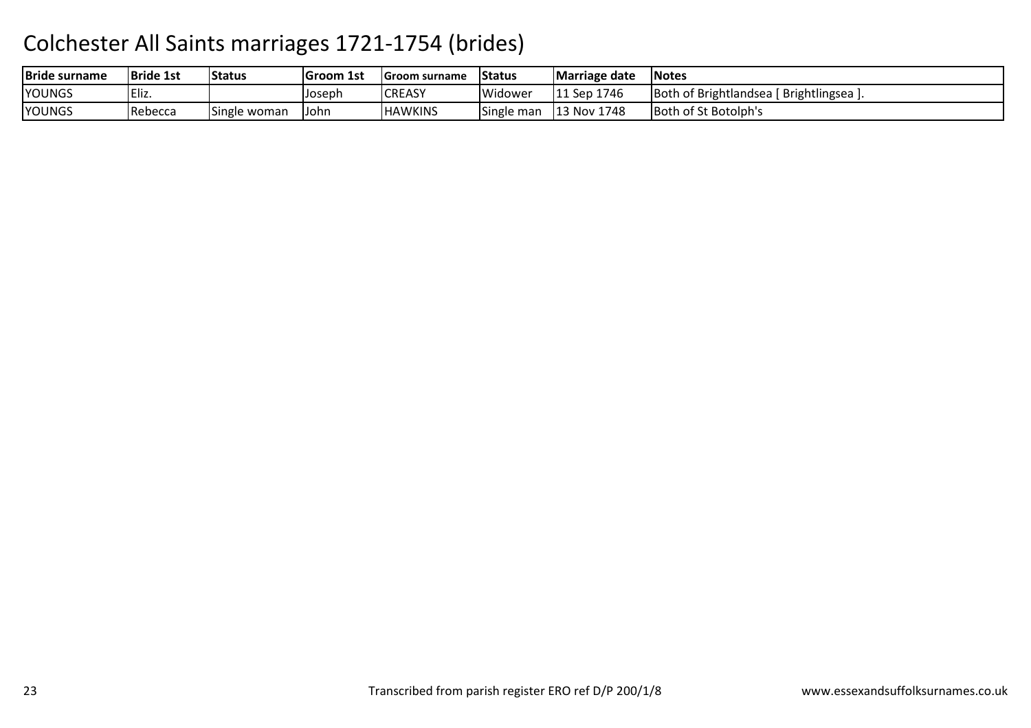# Colchester All Saints marriages 1721-1754 (brides)

| Bride surname | Bride 1st | Status | Groom 1st | Groom surname | Status | Marriage date | Notes |
|---|---|---|---|---|---|---|---|
| YOUNGS | Eliz. | | Joseph | CREASY | Widower | 11 Sep 1746 | Both of Brightlandsea [ Brightlingsea ]. |
| YOUNGS | Rebecca | Single woman | John | HAWKINS | Single man | 13 Nov 1748 | Both of St Botolph's |

Transcribed from parish register ERO ref D/P 200/1/8

www.essexandsuffolksurnames.co.uk